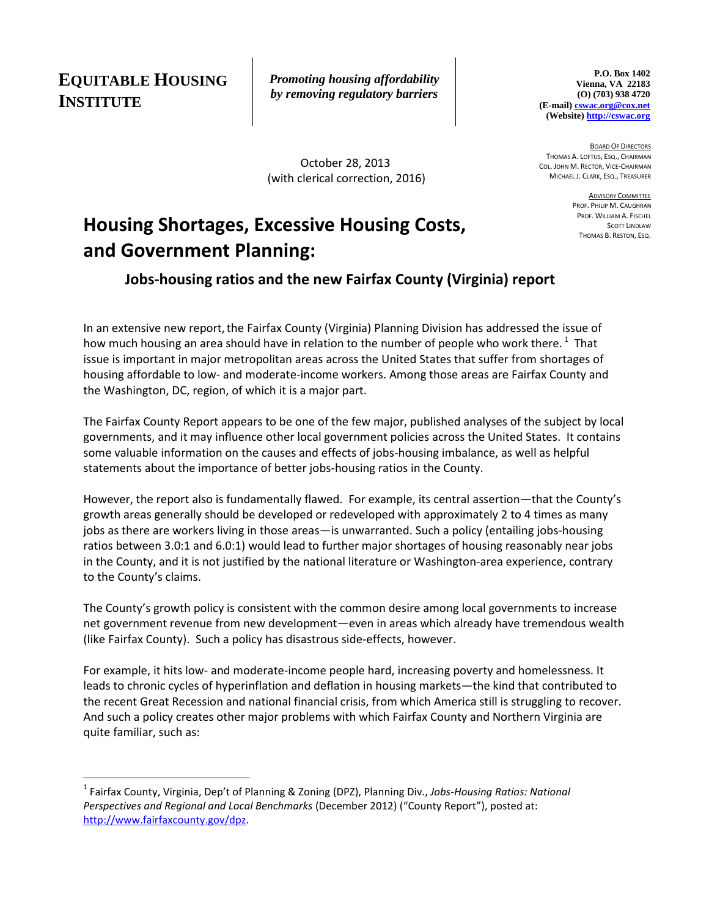**EQUITABLE HOUSING INSTITUTE**

***Promoting housing affordability by removing regulatory barriers***

**P.O. Box 1402**
**Vienna, VA 22183**
**(O) (703) 938 4720**
**(E-mail) cswac.org@cox.net**
**(Website) http://cswac.org**

BOARD OF DIRECTORS
THOMAS A. LOFTUS, ESQ., CHAIRMAN
COL. JOHN M. RECTOR, VICE-CHAIRMAN
MICHAEL J. CLARK, ESQ., TREASURER

ADVISORY COMMITTEE
PROF. PHILIP M. CAUGHRAN
PROF. WILLIAM A. FISCHEL
SCOTT LINDLAW
THOMAS B. RESTON, ESQ.

October 28, 2013
(with clerical correction, 2016)

# Housing Shortages, Excessive Housing Costs, and Government Planning:

## Jobs-housing ratios and the new Fairfax County (Virginia) report

In an extensive new report, the Fairfax County (Virginia) Planning Division has addressed the issue of how much housing an area should have in relation to the number of people who work there. [1] That issue is important in major metropolitan areas across the United States that suffer from shortages of housing affordable to low- and moderate-income workers. Among those areas are Fairfax County and the Washington, DC, region, of which it is a major part.

The Fairfax County Report appears to be one of the few major, published analyses of the subject by local governments, and it may influence other local government policies across the United States. It contains some valuable information on the causes and effects of jobs-housing imbalance, as well as helpful statements about the importance of better jobs-housing ratios in the County.

However, the report also is fundamentally flawed. For example, its central assertion—that the County's growth areas generally should be developed or redeveloped with approximately 2 to 4 times as many jobs as there are workers living in those areas—is unwarranted. Such a policy (entailing jobs-housing ratios between 3.0:1 and 6.0:1) would lead to further major shortages of housing reasonably near jobs in the County, and it is not justified by the national literature or Washington-area experience, contrary to the County's claims.

The County's growth policy is consistent with the common desire among local governments to increase net government revenue from new development—even in areas which already have tremendous wealth (like Fairfax County). Such a policy has disastrous side-effects, however.

For example, it hits low- and moderate-income people hard, increasing poverty and homelessness. It leads to chronic cycles of hyperinflation and deflation in housing markets—the kind that contributed to the recent Great Recession and national financial crisis, from which America still is struggling to recover. And such a policy creates other major problems with which Fairfax County and Northern Virginia are quite familiar, such as:

---

[1] Fairfax County, Virginia, Dep't of Planning & Zoning (DPZ), Planning Div., *Jobs-Housing Ratios: National Perspectives and Regional and Local Benchmarks* (December 2012) ("County Report"), posted at: http://www.fairfaxcounty.gov/dpz.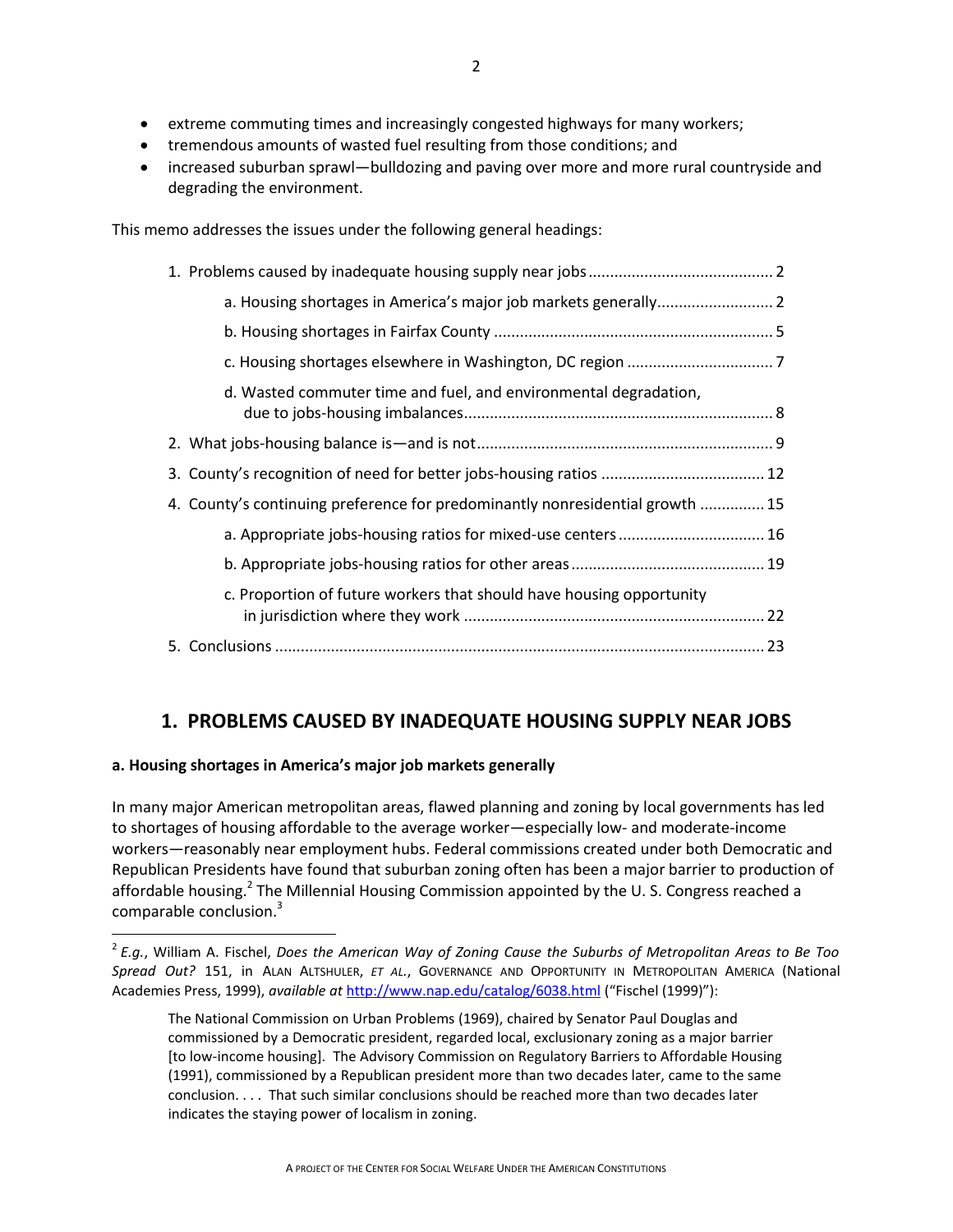- extreme commuting times and increasingly congested highways for many workers;
- tremendous amounts of wasted fuel resulting from those conditions; and
- increased suburban sprawl—bulldozing and paving over more and more rural countryside and degrading the environment.

This memo addresses the issues under the following general headings:

1. Problems caused by inadequate housing supply near jobs .......................................... 2
   - a. Housing shortages in America's major job markets generally.......................... 2
   - b. Housing shortages in Fairfax County ............................................................... 5
   - c. Housing shortages elsewhere in Washington, DC region ................................. 7
   - d. Wasted commuter time and fuel, and environmental degradation, due to jobs-housing imbalances...................................................................... 8
2. What jobs-housing balance is—and is not.................................................................. 9
3. County's recognition of need for better jobs-housing ratios ..................................... 12
4. County's continuing preference for predominantly nonresidential growth .............. 15
   - a. Appropriate jobs-housing ratios for mixed-use centers ................................. 16
   - b. Appropriate jobs-housing ratios for other areas ............................................ 19
   - c. Proportion of future workers that should have housing opportunity in jurisdiction where they work .................................................................... 22
5. Conclusions ............................................................................................................... 23

## 1. PROBLEMS CAUSED BY INADEQUATE HOUSING SUPPLY NEAR JOBS

### a. Housing shortages in America's major job markets generally

In many major American metropolitan areas, flawed planning and zoning by local governments has led to shortages of housing affordable to the average worker—especially low- and moderate-income workers—reasonably near employment hubs. Federal commissions created under both Democratic and Republican Presidents have found that suburban zoning often has been a major barrier to production of affordable housing.[2] The Millennial Housing Commission appointed by the U. S. Congress reached a comparable conclusion.[3]

---

[2] *E.g.*, William A. Fischel, *Does the American Way of Zoning Cause the Suburbs of Metropolitan Areas to Be Too Spread Out?* 151, in ALAN ALTSHULER, *ET AL.*, GOVERNANCE AND OPPORTUNITY IN METROPOLITAN AMERICA (National Academies Press, 1999), *available at* http://www.nap.edu/catalog/6038.html ("Fischel (1999)"):

> The National Commission on Urban Problems (1969), chaired by Senator Paul Douglas and commissioned by a Democratic president, regarded local, exclusionary zoning as a major barrier [to low-income housing]. The Advisory Commission on Regulatory Barriers to Affordable Housing (1991), commissioned by a Republican president more than two decades later, came to the same conclusion. . . . That such similar conclusions should be reached more than two decades later indicates the staying power of localism in zoning.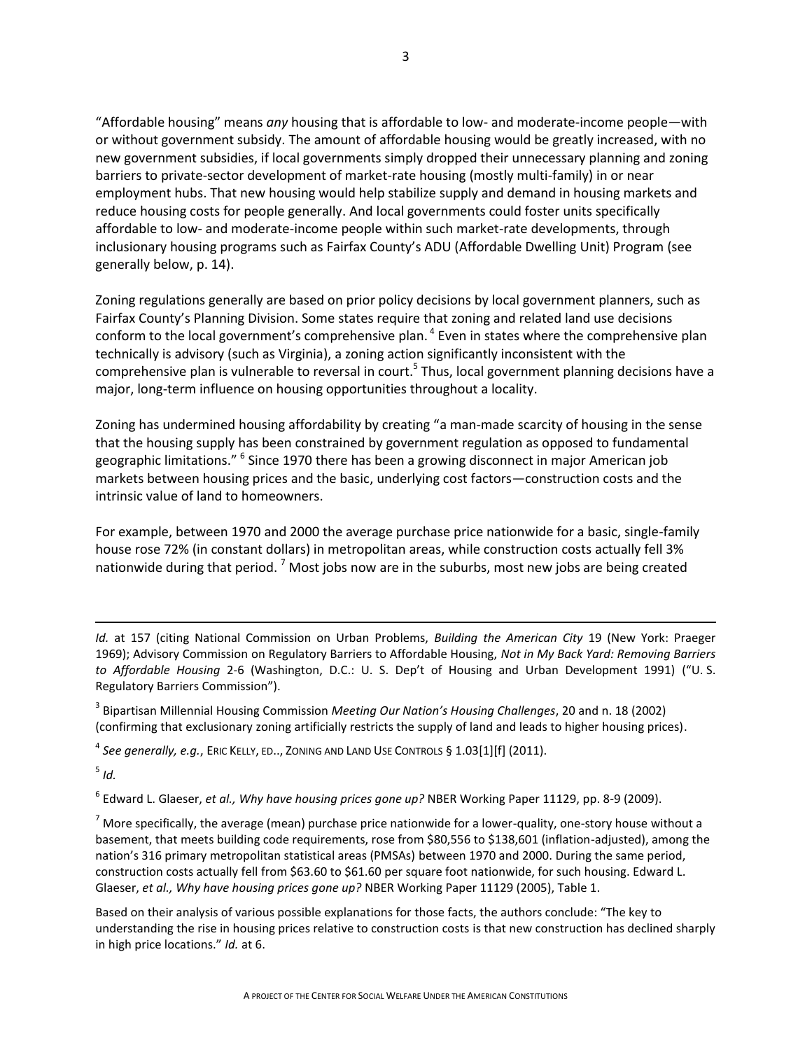"Affordable housing" means *any* housing that is affordable to low- and moderate-income people—with or without government subsidy. The amount of affordable housing would be greatly increased, with no new government subsidies, if local governments simply dropped their unnecessary planning and zoning barriers to private-sector development of market-rate housing (mostly multi-family) in or near employment hubs. That new housing would help stabilize supply and demand in housing markets and reduce housing costs for people generally. And local governments could foster units specifically affordable to low- and moderate-income people within such market-rate developments, through inclusionary housing programs such as Fairfax County's ADU (Affordable Dwelling Unit) Program (see generally below, p. 14).

Zoning regulations generally are based on prior policy decisions by local government planners, such as Fairfax County's Planning Division. Some states require that zoning and related land use decisions conform to the local government's comprehensive plan.[4] Even in states where the comprehensive plan technically is advisory (such as Virginia), a zoning action significantly inconsistent with the comprehensive plan is vulnerable to reversal in court.[5] Thus, local government planning decisions have a major, long-term influence on housing opportunities throughout a locality.

Zoning has undermined housing affordability by creating "a man-made scarcity of housing in the sense that the housing supply has been constrained by government regulation as opposed to fundamental geographic limitations."[6] Since 1970 there has been a growing disconnect in major American job markets between housing prices and the basic, underlying cost factors—construction costs and the intrinsic value of land to homeowners.

For example, between 1970 and 2000 the average purchase price nationwide for a basic, single-family house rose 72% (in constant dollars) in metropolitan areas, while construction costs actually fell 3% nationwide during that period.[7] Most jobs now are in the suburbs, most new jobs are being created

---

*Id.* at 157 (citing National Commission on Urban Problems, *Building the American City* 19 (New York: Praeger 1969); Advisory Commission on Regulatory Barriers to Affordable Housing, *Not in My Back Yard: Removing Barriers to Affordable Housing* 2-6 (Washington, D.C.: U. S. Dep't of Housing and Urban Development 1991) ("U. S. Regulatory Barriers Commission").

[3] Bipartisan Millennial Housing Commission *Meeting Our Nation's Housing Challenges*, 20 and n. 18 (2002) (confirming that exclusionary zoning artificially restricts the supply of land and leads to higher housing prices).

[4] *See generally, e.g.*, ERIC KELLY, ED.., ZONING AND LAND USE CONTROLS § 1.03[1][f] (2011).

[5] *Id.*

[6] Edward L. Glaeser, *et al., Why have housing prices gone up?* NBER Working Paper 11129, pp. 8-9 (2009).

[7] More specifically, the average (mean) purchase price nationwide for a lower-quality, one-story house without a basement, that meets building code requirements, rose from $80,556 to $138,601 (inflation-adjusted), among the nation's 316 primary metropolitan statistical areas (PMSAs) between 1970 and 2000. During the same period, construction costs actually fell from $63.60 to $61.60 per square foot nationwide, for such housing. Edward L. Glaeser, *et al., Why have housing prices gone up?* NBER Working Paper 11129 (2005), Table 1.

Based on their analysis of various possible explanations for those facts, the authors conclude: "The key to understanding the rise in housing prices relative to construction costs is that new construction has declined sharply in high price locations." *Id.* at 6.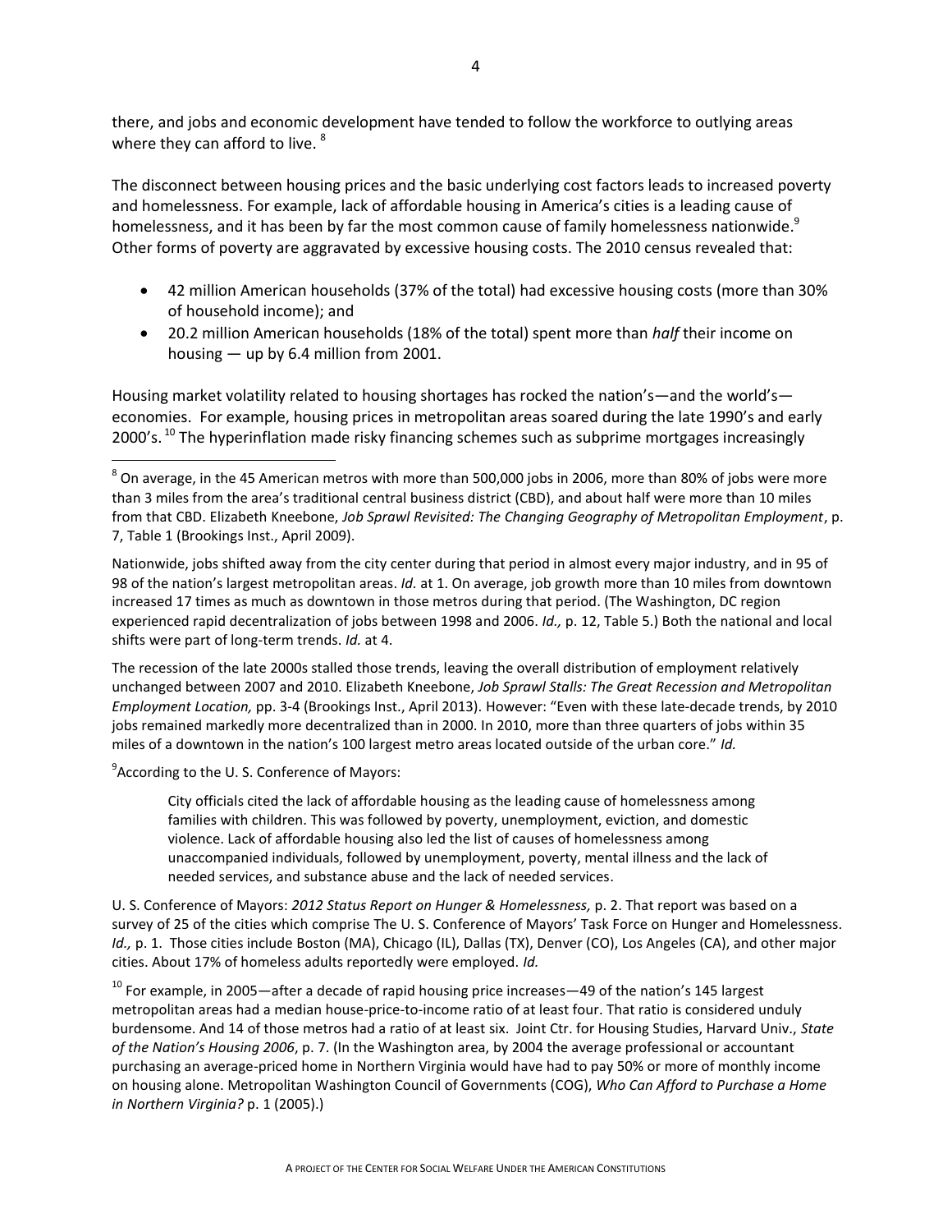there, and jobs and economic development have tended to follow the workforce to outlying areas where they can afford to live. [8]

The disconnect between housing prices and the basic underlying cost factors leads to increased poverty and homelessness. For example, lack of affordable housing in America's cities is a leading cause of homelessness, and it has been by far the most common cause of family homelessness nationwide.[9] Other forms of poverty are aggravated by excessive housing costs. The 2010 census revealed that:

- 42 million American households (37% of the total) had excessive housing costs (more than 30% of household income); and
- 20.2 million American households (18% of the total) spent more than *half* their income on housing — up by 6.4 million from 2001.

Housing market volatility related to housing shortages has rocked the nation's—and the world's—economies. For example, housing prices in metropolitan areas soared during the late 1990's and early 2000's. [10] The hyperinflation made risky financing schemes such as subprime mortgages increasingly

---

[8] On average, in the 45 American metros with more than 500,000 jobs in 2006, more than 80% of jobs were more than 3 miles from the area's traditional central business district (CBD), and about half were more than 10 miles from that CBD. Elizabeth Kneebone, *Job Sprawl Revisited: The Changing Geography of Metropolitan Employment*, p. 7, Table 1 (Brookings Inst., April 2009).

Nationwide, jobs shifted away from the city center during that period in almost every major industry, and in 95 of 98 of the nation's largest metropolitan areas. *Id.* at 1. On average, job growth more than 10 miles from downtown increased 17 times as much as downtown in those metros during that period. (The Washington, DC region experienced rapid decentralization of jobs between 1998 and 2006. *Id.,* p. 12, Table 5.) Both the national and local shifts were part of long-term trends. *Id.* at 4.

The recession of the late 2000s stalled those trends, leaving the overall distribution of employment relatively unchanged between 2007 and 2010. Elizabeth Kneebone, *Job Sprawl Stalls: The Great Recession and Metropolitan Employment Location,* pp. 3-4 (Brookings Inst., April 2013). However: "Even with these late-decade trends, by 2010 jobs remained markedly more decentralized than in 2000. In 2010, more than three quarters of jobs within 35 miles of a downtown in the nation's 100 largest metro areas located outside of the urban core." *Id.*

[9] According to the U. S. Conference of Mayors:

> City officials cited the lack of affordable housing as the leading cause of homelessness among families with children. This was followed by poverty, unemployment, eviction, and domestic violence. Lack of affordable housing also led the list of causes of homelessness among unaccompanied individuals, followed by unemployment, poverty, mental illness and the lack of needed services, and substance abuse and the lack of needed services.

U. S. Conference of Mayors: *2012 Status Report on Hunger & Homelessness,* p. 2. That report was based on a survey of 25 of the cities which comprise The U. S. Conference of Mayors' Task Force on Hunger and Homelessness. *Id.,* p. 1. Those cities include Boston (MA), Chicago (IL), Dallas (TX), Denver (CO), Los Angeles (CA), and other major cities. About 17% of homeless adults reportedly were employed. *Id.*

[10] For example, in 2005—after a decade of rapid housing price increases—49 of the nation's 145 largest metropolitan areas had a median house-price-to-income ratio of at least four. That ratio is considered unduly burdensome. And 14 of those metros had a ratio of at least six. Joint Ctr. for Housing Studies, Harvard Univ., *State of the Nation's Housing 2006*, p. 7. (In the Washington area, by 2004 the average professional or accountant purchasing an average-priced home in Northern Virginia would have had to pay 50% or more of monthly income on housing alone. Metropolitan Washington Council of Governments (COG), *Who Can Afford to Purchase a Home in Northern Virginia?* p. 1 (2005).)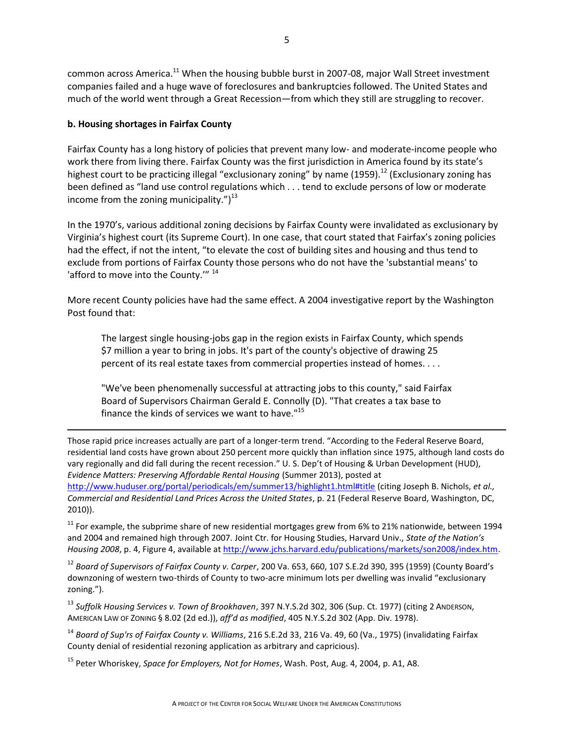common across America.[11] When the housing bubble burst in 2007-08, major Wall Street investment companies failed and a huge wave of foreclosures and bankruptcies followed. The United States and much of the world went through a Great Recession—from which they still are struggling to recover.

**b. Housing shortages in Fairfax County**

Fairfax County has a long history of policies that prevent many low- and moderate-income people who work there from living there. Fairfax County was the first jurisdiction in America found by its state's highest court to be practicing illegal "exclusionary zoning" by name (1959).[12] (Exclusionary zoning has been defined as "land use control regulations which . . . tend to exclude persons of low or moderate income from the zoning municipality.")[13]

In the 1970's, various additional zoning decisions by Fairfax County were invalidated as exclusionary by Virginia's highest court (its Supreme Court). In one case, that court stated that Fairfax's zoning policies had the effect, if not the intent, "to elevate the cost of building sites and housing and thus tend to exclude from portions of Fairfax County those persons who do not have the 'substantial means' to 'afford to move into the County.'" [14]

More recent County policies have had the same effect. A 2004 investigative report by the Washington Post found that:

> The largest single housing-jobs gap in the region exists in Fairfax County, which spends $7 million a year to bring in jobs. It's part of the county's objective of drawing 25 percent of its real estate taxes from commercial properties instead of homes. . . .
>
> "We've been phenomenally successful at attracting jobs to this county," said Fairfax Board of Supervisors Chairman Gerald E. Connolly (D). "That creates a tax base to finance the kinds of services we want to have."[15]

---

Those rapid price increases actually are part of a longer-term trend. "According to the Federal Reserve Board, residential land costs have grown about 250 percent more quickly than inflation since 1975, although land costs do vary regionally and did fall during the recent recession." U. S. Dep't of Housing & Urban Development (HUD), *Evidence Matters: Preserving Affordable Rental Housing* (Summer 2013), posted at http://www.huduser.org/portal/periodicals/em/summer13/highlight1.html#title (citing Joseph B. Nichols, *et al., Commercial and Residential Land Prices Across the United States*, p. 21 (Federal Reserve Board, Washington, DC, 2010)).

[11] For example, the subprime share of new residential mortgages grew from 6% to 21% nationwide, between 1994 and 2004 and remained high through 2007. Joint Ctr. for Housing Studies, Harvard Univ., *State of the Nation's Housing 2008*, p. 4, Figure 4, available at http://www.jchs.harvard.edu/publications/markets/son2008/index.htm.

[12] *Board of Supervisors of Fairfax County v. Carper*, 200 Va. 653, 660, 107 S.E.2d 390, 395 (1959) (County Board's downzoning of western two-thirds of County to two-acre minimum lots per dwelling was invalid "exclusionary zoning.").

[13] *Suffolk Housing Services v. Town of Brookhaven*, 397 N.Y.S.2d 302, 306 (Sup. Ct. 1977) (citing 2 ANDERSON, AMERICAN LAW OF ZONING § 8.02 (2d ed.)), *aff'd as modified*, 405 N.Y.S.2d 302 (App. Div. 1978).

[14] *Board of Sup'rs of Fairfax County v. Williams*, 216 S.E.2d 33, 216 Va. 49, 60 (Va., 1975) (invalidating Fairfax County denial of residential rezoning application as arbitrary and capricious).

[15] Peter Whoriskey, *Space for Employers, Not for Homes*, Wash. Post, Aug. 4, 2004, p. A1, A8.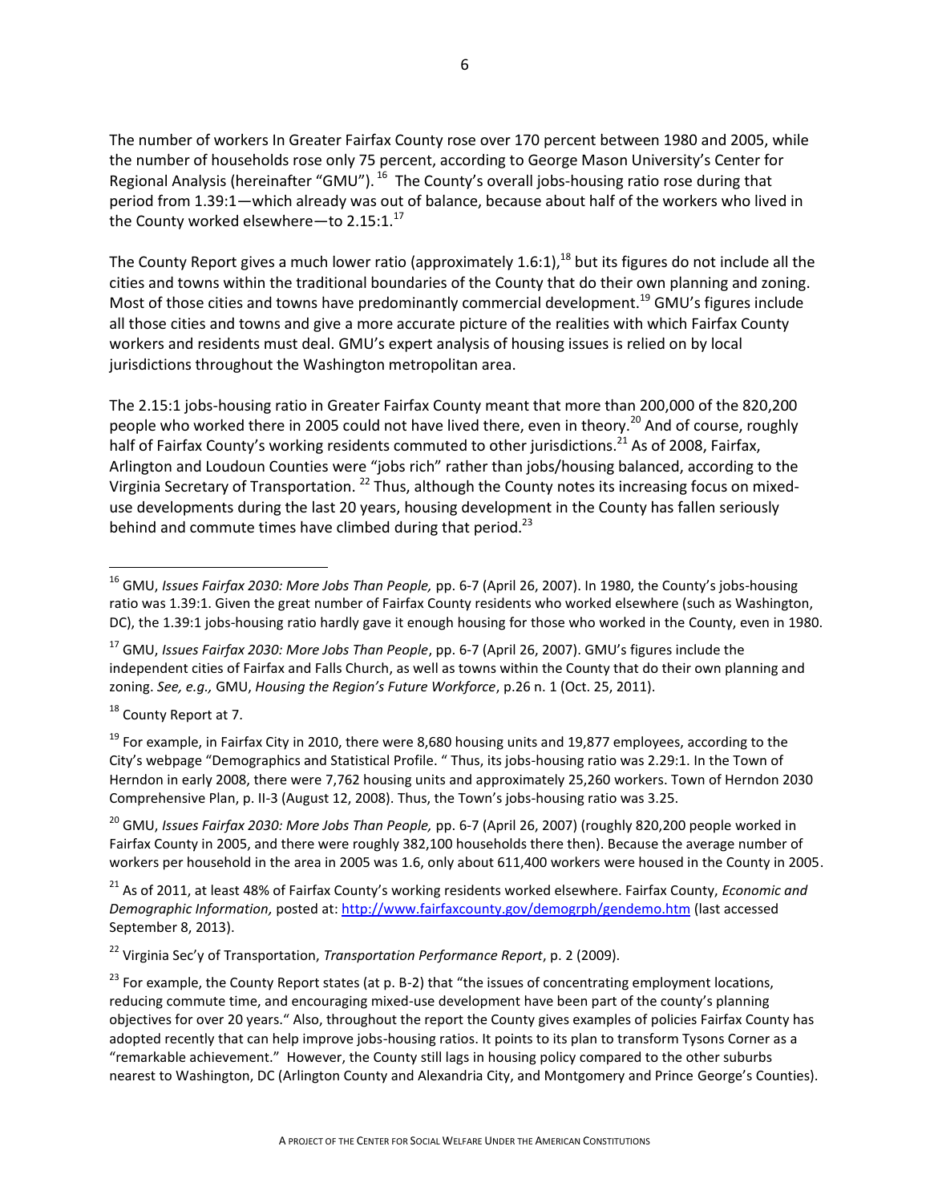The number of workers In Greater Fairfax County rose over 170 percent between 1980 and 2005, while the number of households rose only 75 percent, according to George Mason University's Center for Regional Analysis (hereinafter "GMU").[16] The County's overall jobs-housing ratio rose during that period from 1.39:1—which already was out of balance, because about half of the workers who lived in the County worked elsewhere—to 2.15:1.[17]

The County Report gives a much lower ratio (approximately 1.6:1),[18] but its figures do not include all the cities and towns within the traditional boundaries of the County that do their own planning and zoning. Most of those cities and towns have predominantly commercial development.[19] GMU's figures include all those cities and towns and give a more accurate picture of the realities with which Fairfax County workers and residents must deal. GMU's expert analysis of housing issues is relied on by local jurisdictions throughout the Washington metropolitan area.

The 2.15:1 jobs-housing ratio in Greater Fairfax County meant that more than 200,000 of the 820,200 people who worked there in 2005 could not have lived there, even in theory.[20] And of course, roughly half of Fairfax County's working residents commuted to other jurisdictions.[21] As of 2008, Fairfax, Arlington and Loudoun Counties were "jobs rich" rather than jobs/housing balanced, according to the Virginia Secretary of Transportation.[22] Thus, although the County notes its increasing focus on mixed-use developments during the last 20 years, housing development in the County has fallen seriously behind and commute times have climbed during that period.[23]

---

[16] GMU, *Issues Fairfax 2030: More Jobs Than People,* pp. 6-7 (April 26, 2007). In 1980, the County's jobs-housing ratio was 1.39:1. Given the great number of Fairfax County residents who worked elsewhere (such as Washington, DC), the 1.39:1 jobs-housing ratio hardly gave it enough housing for those who worked in the County, even in 1980.

[17] GMU, *Issues Fairfax 2030: More Jobs Than People*, pp. 6-7 (April 26, 2007). GMU's figures include the independent cities of Fairfax and Falls Church, as well as towns within the County that do their own planning and zoning. *See, e.g.,* GMU, *Housing the Region's Future Workforce*, p.26 n. 1 (Oct. 25, 2011).

[18] County Report at 7.

[19] For example, in Fairfax City in 2010, there were 8,680 housing units and 19,877 employees, according to the City's webpage "Demographics and Statistical Profile. " Thus, its jobs-housing ratio was 2.29:1. In the Town of Herndon in early 2008, there were 7,762 housing units and approximately 25,260 workers. Town of Herndon 2030 Comprehensive Plan, p. II-3 (August 12, 2008). Thus, the Town's jobs-housing ratio was 3.25.

[20] GMU, *Issues Fairfax 2030: More Jobs Than People,* pp. 6-7 (April 26, 2007) (roughly 820,200 people worked in Fairfax County in 2005, and there were roughly 382,100 households there then). Because the average number of workers per household in the area in 2005 was 1.6, only about 611,400 workers were housed in the County in 2005.

[21] As of 2011, at least 48% of Fairfax County's working residents worked elsewhere. Fairfax County, *Economic and Demographic Information,* posted at: http://www.fairfaxcounty.gov/demogrph/gendemo.htm (last accessed September 8, 2013).

[22] Virginia Sec'y of Transportation, *Transportation Performance Report*, p. 2 (2009).

[23] For example, the County Report states (at p. B-2) that "the issues of concentrating employment locations, reducing commute time, and encouraging mixed-use development have been part of the county's planning objectives for over 20 years." Also, throughout the report the County gives examples of policies Fairfax County has adopted recently that can help improve jobs-housing ratios. It points to its plan to transform Tysons Corner as a "remarkable achievement." However, the County still lags in housing policy compared to the other suburbs nearest to Washington, DC (Arlington County and Alexandria City, and Montgomery and Prince George's Counties).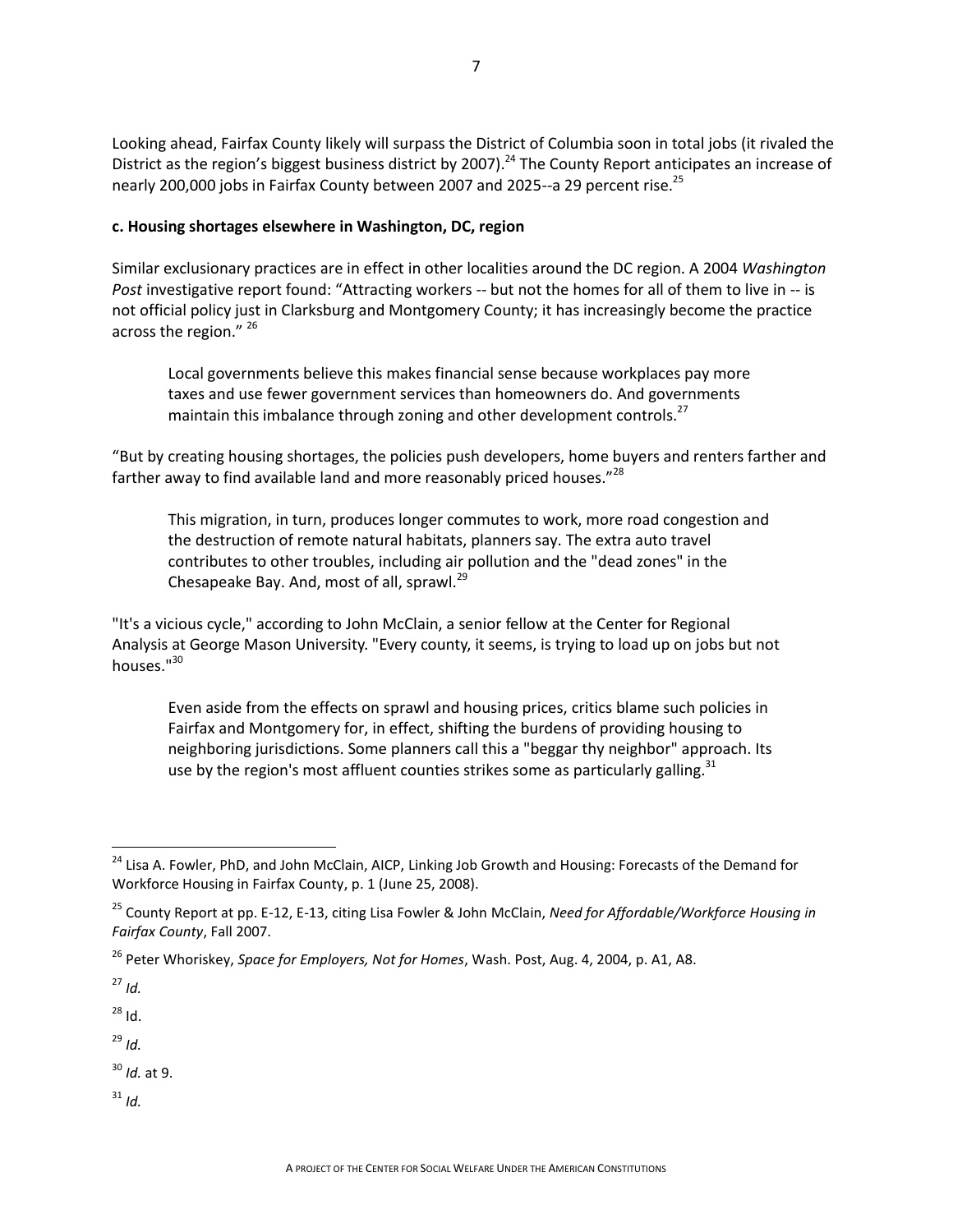Looking ahead, Fairfax County likely will surpass the District of Columbia soon in total jobs (it rivaled the District as the region's biggest business district by 2007).[24] The County Report anticipates an increase of nearly 200,000 jobs in Fairfax County between 2007 and 2025--a 29 percent rise.[25]

**c. Housing shortages elsewhere in Washington, DC, region**

Similar exclusionary practices are in effect in other localities around the DC region. A 2004 *Washington Post* investigative report found: "Attracting workers -- but not the homes for all of them to live in -- is not official policy just in Clarksburg and Montgomery County; it has increasingly become the practice across the region." [26]

> Local governments believe this makes financial sense because workplaces pay more taxes and use fewer government services than homeowners do. And governments maintain this imbalance through zoning and other development controls.[27]

"But by creating housing shortages, the policies push developers, home buyers and renters farther and farther away to find available land and more reasonably priced houses."[28]

> This migration, in turn, produces longer commutes to work, more road congestion and the destruction of remote natural habitats, planners say. The extra auto travel contributes to other troubles, including air pollution and the "dead zones" in the Chesapeake Bay. And, most of all, sprawl.[29]

"It's a vicious cycle," according to John McClain, a senior fellow at the Center for Regional Analysis at George Mason University. "Every county, it seems, is trying to load up on jobs but not houses."[30]

> Even aside from the effects on sprawl and housing prices, critics blame such policies in Fairfax and Montgomery for, in effect, shifting the burdens of providing housing to neighboring jurisdictions. Some planners call this a "beggar thy neighbor" approach. Its use by the region's most affluent counties strikes some as particularly galling.[31]

---

[24] Lisa A. Fowler, PhD, and John McClain, AICP, Linking Job Growth and Housing: Forecasts of the Demand for Workforce Housing in Fairfax County, p. 1 (June 25, 2008).

[25] County Report at pp. E-12, E-13, citing Lisa Fowler & John McClain, *Need for Affordable/Workforce Housing in Fairfax County*, Fall 2007.

[26] Peter Whoriskey, *Space for Employers, Not for Homes*, Wash. Post, Aug. 4, 2004, p. A1, A8.

[27] *Id.*

[28] Id.

[29] *Id.*

[30] *Id.* at 9.

[31] *Id.*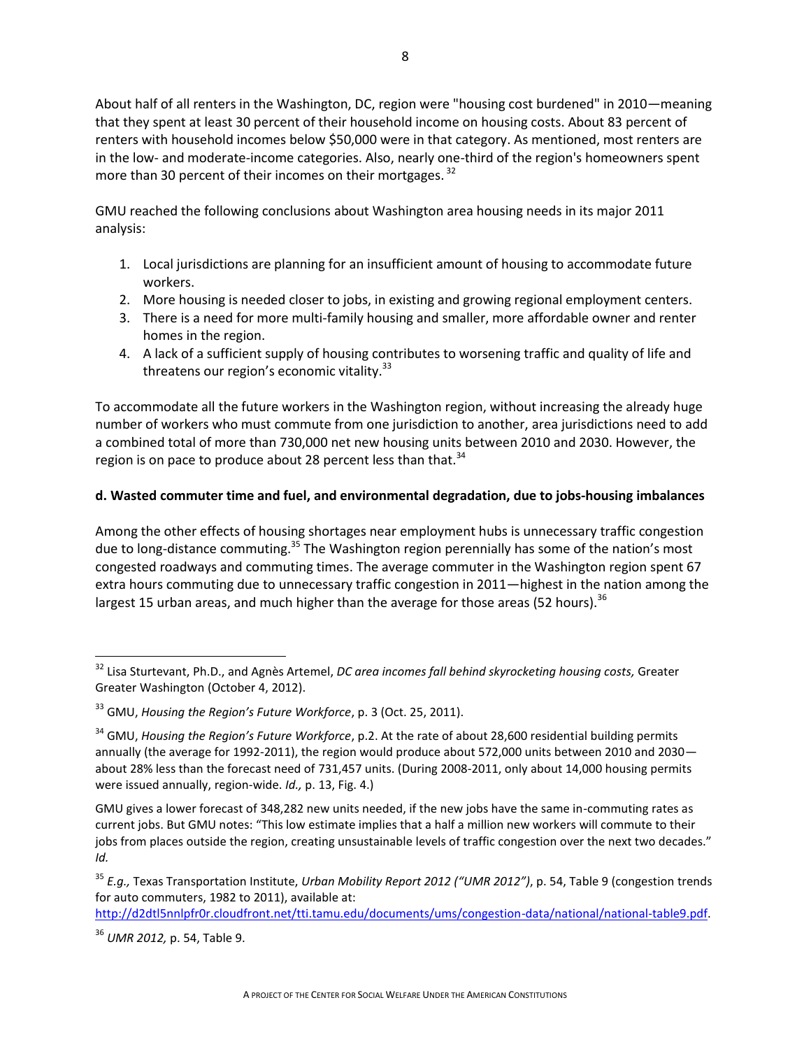About half of all renters in the Washington, DC, region were "housing cost burdened" in 2010—meaning that they spent at least 30 percent of their household income on housing costs. About 83 percent of renters with household incomes below $50,000 were in that category. As mentioned, most renters are in the low- and moderate-income categories. Also, nearly one-third of the region's homeowners spent more than 30 percent of their incomes on their mortgages. [32]

GMU reached the following conclusions about Washington area housing needs in its major 2011 analysis:

1. Local jurisdictions are planning for an insufficient amount of housing to accommodate future workers.
2. More housing is needed closer to jobs, in existing and growing regional employment centers.
3. There is a need for more multi-family housing and smaller, more affordable owner and renter homes in the region.
4. A lack of a sufficient supply of housing contributes to worsening traffic and quality of life and threatens our region's economic vitality.[33]

To accommodate all the future workers in the Washington region, without increasing the already huge number of workers who must commute from one jurisdiction to another, area jurisdictions need to add a combined total of more than 730,000 net new housing units between 2010 and 2030. However, the region is on pace to produce about 28 percent less than that.[34]

**d. Wasted commuter time and fuel, and environmental degradation, due to jobs-housing imbalances**

Among the other effects of housing shortages near employment hubs is unnecessary traffic congestion due to long-distance commuting.[35] The Washington region perennially has some of the nation's most congested roadways and commuting times. The average commuter in the Washington region spent 67 extra hours commuting due to unnecessary traffic congestion in 2011—highest in the nation among the largest 15 urban areas, and much higher than the average for those areas (52 hours).[36]

---

[32] Lisa Sturtevant, Ph.D., and Agnès Artemel, *DC area incomes fall behind skyrocketing housing costs,* Greater Greater Washington (October 4, 2012).

[33] GMU, *Housing the Region's Future Workforce*, p. 3 (Oct. 25, 2011).

[34] GMU, *Housing the Region's Future Workforce*, p.2. At the rate of about 28,600 residential building permits annually (the average for 1992-2011), the region would produce about 572,000 units between 2010 and 2030—about 28% less than the forecast need of 731,457 units. (During 2008-2011, only about 14,000 housing permits were issued annually, region-wide. *Id.,* p. 13, Fig. 4.)

GMU gives a lower forecast of 348,282 new units needed, if the new jobs have the same in-commuting rates as current jobs. But GMU notes: "This low estimate implies that a half a million new workers will commute to their jobs from places outside the region, creating unsustainable levels of traffic congestion over the next two decades." *Id.*

[35] *E.g.,* Texas Transportation Institute, *Urban Mobility Report 2012 ("UMR 2012")*, p. 54, Table 9 (congestion trends for auto commuters, 1982 to 2011), available at: http://d2dtl5nnlpfr0r.cloudfront.net/tti.tamu.edu/documents/ums/congestion-data/national/national-table9.pdf.

[36] *UMR 2012,* p. 54, Table 9.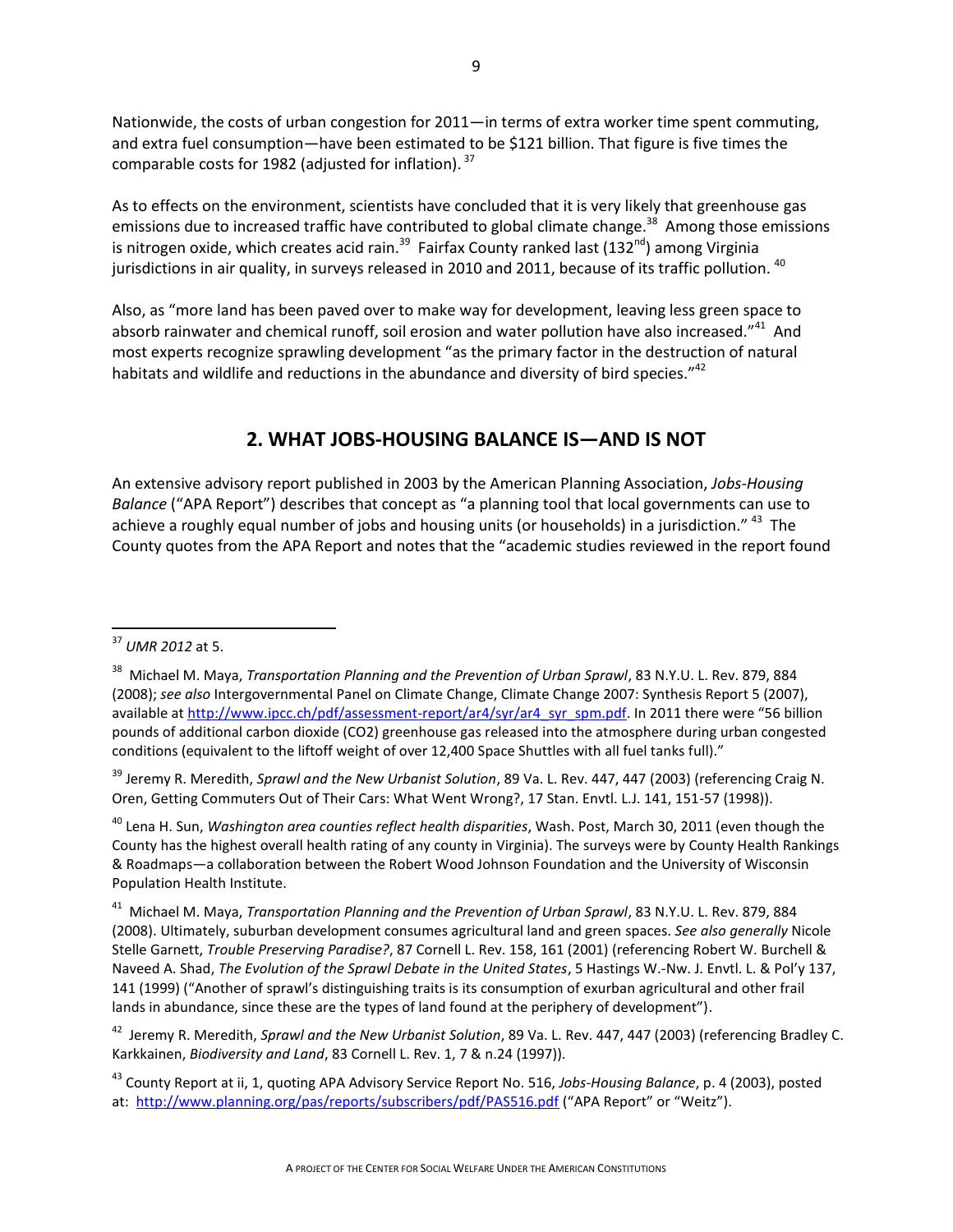Nationwide, the costs of urban congestion for 2011—in terms of extra worker time spent commuting, and extra fuel consumption—have been estimated to be $121 billion. That figure is five times the comparable costs for 1982 (adjusted for inflation). [37]

As to effects on the environment, scientists have concluded that it is very likely that greenhouse gas emissions due to increased traffic have contributed to global climate change.[38] Among those emissions is nitrogen oxide, which creates acid rain.[39] Fairfax County ranked last (132nd) among Virginia jurisdictions in air quality, in surveys released in 2010 and 2011, because of its traffic pollution. [40]

Also, as "more land has been paved over to make way for development, leaving less green space to absorb rainwater and chemical runoff, soil erosion and water pollution have also increased."[41] And most experts recognize sprawling development "as the primary factor in the destruction of natural habitats and wildlife and reductions in the abundance and diversity of bird species."[42]

## 2. WHAT JOBS-HOUSING BALANCE IS—AND IS NOT

An extensive advisory report published in 2003 by the American Planning Association, *Jobs-Housing Balance* ("APA Report") describes that concept as "a planning tool that local governments can use to achieve a roughly equal number of jobs and housing units (or households) in a jurisdiction." [43] The County quotes from the APA Report and notes that the "academic studies reviewed in the report found

---

[37] *UMR 2012* at 5.

[38] Michael M. Maya, *Transportation Planning and the Prevention of Urban Sprawl*, 83 N.Y.U. L. Rev. 879, 884 (2008); *see also* Intergovernmental Panel on Climate Change, Climate Change 2007: Synthesis Report 5 (2007), available at http://www.ipcc.ch/pdf/assessment-report/ar4/syr/ar4_syr_spm.pdf. In 2011 there were "56 billion pounds of additional carbon dioxide (CO2) greenhouse gas released into the atmosphere during urban congested conditions (equivalent to the liftoff weight of over 12,400 Space Shuttles with all fuel tanks full)."

[39] Jeremy R. Meredith, *Sprawl and the New Urbanist Solution*, 89 Va. L. Rev. 447, 447 (2003) (referencing Craig N. Oren, Getting Commuters Out of Their Cars: What Went Wrong?, 17 Stan. Envtl. L.J. 141, 151-57 (1998)).

[40] Lena H. Sun, *Washington area counties reflect health disparities*, Wash. Post, March 30, 2011 (even though the County has the highest overall health rating of any county in Virginia). The surveys were by County Health Rankings & Roadmaps—a collaboration between the Robert Wood Johnson Foundation and the University of Wisconsin Population Health Institute.

[41] Michael M. Maya, *Transportation Planning and the Prevention of Urban Sprawl*, 83 N.Y.U. L. Rev. 879, 884 (2008). Ultimately, suburban development consumes agricultural land and green spaces. *See also generally* Nicole Stelle Garnett, *Trouble Preserving Paradise?*, 87 Cornell L. Rev. 158, 161 (2001) (referencing Robert W. Burchell & Naveed A. Shad, *The Evolution of the Sprawl Debate in the United States*, 5 Hastings W.-Nw. J. Envtl. L. & Pol'y 137, 141 (1999) ("Another of sprawl's distinguishing traits is its consumption of exurban agricultural and other frail lands in abundance, since these are the types of land found at the periphery of development").

[42] Jeremy R. Meredith, *Sprawl and the New Urbanist Solution*, 89 Va. L. Rev. 447, 447 (2003) (referencing Bradley C. Karkkainen, *Biodiversity and Land*, 83 Cornell L. Rev. 1, 7 & n.24 (1997)).

[43] County Report at ii, 1, quoting APA Advisory Service Report No. 516, *Jobs-Housing Balance*, p. 4 (2003), posted at: http://www.planning.org/pas/reports/subscribers/pdf/PAS516.pdf ("APA Report" or "Weitz").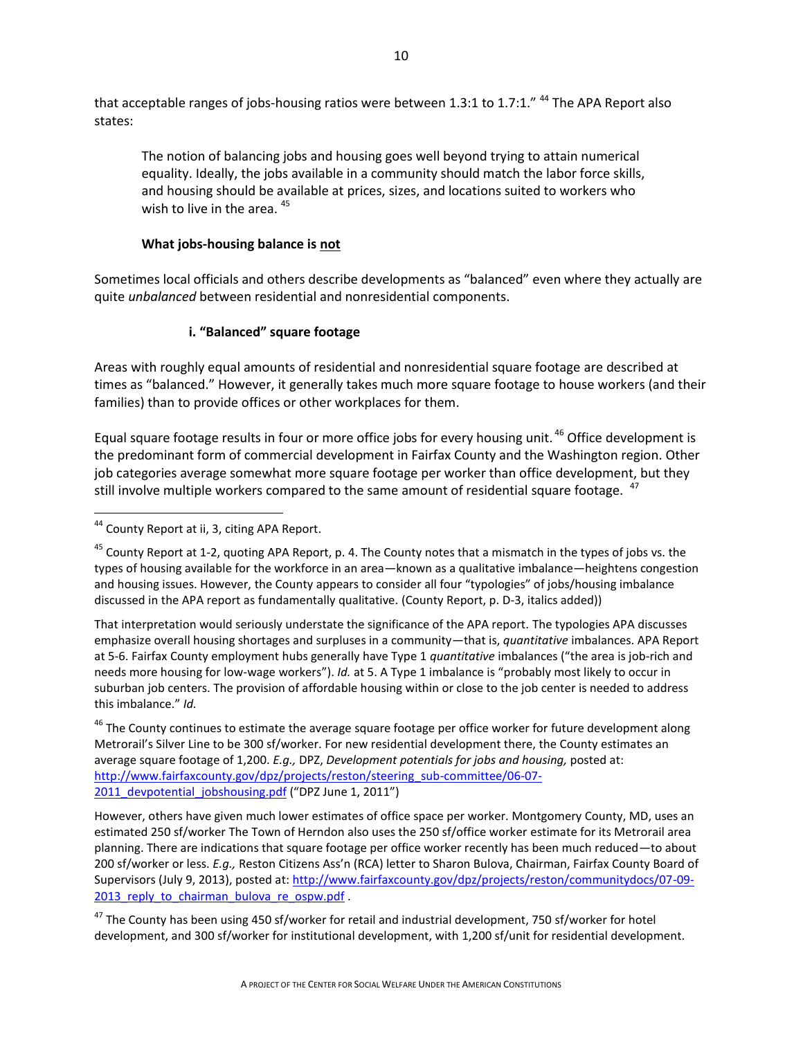that acceptable ranges of jobs-housing ratios were between 1.3:1 to 1.7:1." [44] The APA Report also states:

> The notion of balancing jobs and housing goes well beyond trying to attain numerical equality. Ideally, the jobs available in a community should match the labor force skills, and housing should be available at prices, sizes, and locations suited to workers who wish to live in the area. [45]

**What jobs-housing balance is <u>not</u>**

Sometimes local officials and others describe developments as "balanced" even where they actually are quite *unbalanced* between residential and nonresidential components.

**i. "Balanced" square footage**

Areas with roughly equal amounts of residential and nonresidential square footage are described at times as "balanced." However, it generally takes much more square footage to house workers (and their families) than to provide offices or other workplaces for them.

Equal square footage results in four or more office jobs for every housing unit. [46] Office development is the predominant form of commercial development in Fairfax County and the Washington region. Other job categories average somewhat more square footage per worker than office development, but they still involve multiple workers compared to the same amount of residential square footage. [47]

---

[44] County Report at ii, 3, citing APA Report.

[45] County Report at 1-2, quoting APA Report, p. 4. The County notes that a mismatch in the types of jobs vs. the types of housing available for the workforce in an area—known as a qualitative imbalance—heightens congestion and housing issues. However, the County appears to consider all four "typologies" of jobs/housing imbalance discussed in the APA report as fundamentally qualitative. (County Report, p. D-3, italics added))

That interpretation would seriously understate the significance of the APA report. The typologies APA discusses emphasize overall housing shortages and surpluses in a community—that is, *quantitative* imbalances. APA Report at 5-6. Fairfax County employment hubs generally have Type 1 *quantitative* imbalances ("the area is job-rich and needs more housing for low-wage workers"). *Id.* at 5. A Type 1 imbalance is "probably most likely to occur in suburban job centers. The provision of affordable housing within or close to the job center is needed to address this imbalance." *Id.*

[46] The County continues to estimate the average square footage per office worker for future development along Metrorail's Silver Line to be 300 sf/worker. For new residential development there, the County estimates an average square footage of 1,200. *E.g.,* DPZ, *Development potentials for jobs and housing,* posted at: http://www.fairfaxcounty.gov/dpz/projects/reston/steering_sub-committee/06-07-2011_devpotential_jobshousing.pdf ("DPZ June 1, 2011")

However, others have given much lower estimates of office space per worker. Montgomery County, MD, uses an estimated 250 sf/worker The Town of Herndon also uses the 250 sf/office worker estimate for its Metrorail area planning. There are indications that square footage per office worker recently has been much reduced—to about 200 sf/worker or less. *E.g.,* Reston Citizens Ass'n (RCA) letter to Sharon Bulova, Chairman, Fairfax County Board of Supervisors (July 9, 2013), posted at: http://www.fairfaxcounty.gov/dpz/projects/reston/communitydocs/07-09-2013_reply_to_chairman_bulova_re_ospw.pdf .

[47] The County has been using 450 sf/worker for retail and industrial development, 750 sf/worker for hotel development, and 300 sf/worker for institutional development, with 1,200 sf/unit for residential development.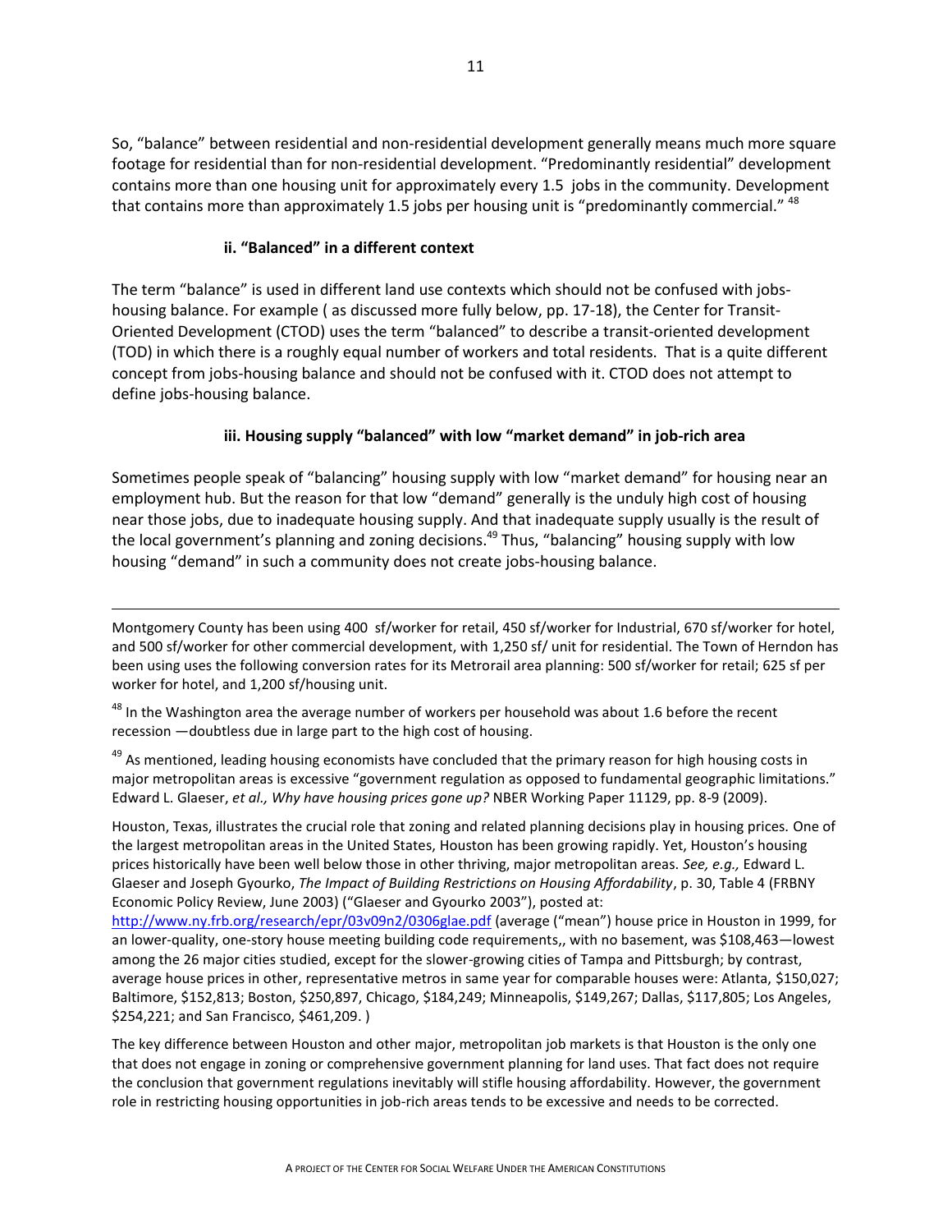So, "balance" between residential and non-residential development generally means much more square footage for residential than for non-residential development. "Predominantly residential" development contains more than one housing unit for approximately every 1.5 jobs in the community. Development that contains more than approximately 1.5 jobs per housing unit is "predominantly commercial." [48]

#### ii. "Balanced" in a different context

The term "balance" is used in different land use contexts which should not be confused with jobs-housing balance. For example ( as discussed more fully below, pp. 17-18), the Center for Transit-Oriented Development (CTOD) uses the term "balanced" to describe a transit-oriented development (TOD) in which there is a roughly equal number of workers and total residents. That is a quite different concept from jobs-housing balance and should not be confused with it. CTOD does not attempt to define jobs-housing balance.

#### iii. Housing supply "balanced" with low "market demand" in job-rich area

Sometimes people speak of "balancing" housing supply with low "market demand" for housing near an employment hub. But the reason for that low "demand" generally is the unduly high cost of housing near those jobs, due to inadequate housing supply. And that inadequate supply usually is the result of the local government's planning and zoning decisions.[49] Thus, "balancing" housing supply with low housing "demand" in such a community does not create jobs-housing balance.

---

Montgomery County has been using 400 sf/worker for retail, 450 sf/worker for Industrial, 670 sf/worker for hotel, and 500 sf/worker for other commercial development, with 1,250 sf/ unit for residential. The Town of Herndon has been using uses the following conversion rates for its Metrorail area planning: 500 sf/worker for retail; 625 sf per worker for hotel, and 1,200 sf/housing unit.

[48] In the Washington area the average number of workers per household was about 1.6 before the recent recession —doubtless due in large part to the high cost of housing.

[49] As mentioned, leading housing economists have concluded that the primary reason for high housing costs in major metropolitan areas is excessive "government regulation as opposed to fundamental geographic limitations." Edward L. Glaeser, *et al., Why have housing prices gone up?* NBER Working Paper 11129, pp. 8-9 (2009).

Houston, Texas, illustrates the crucial role that zoning and related planning decisions play in housing prices. One of the largest metropolitan areas in the United States, Houston has been growing rapidly. Yet, Houston's housing prices historically have been well below those in other thriving, major metropolitan areas. *See, e.g.,* Edward L. Glaeser and Joseph Gyourko, *The Impact of Building Restrictions on Housing Affordability*, p. 30, Table 4 (FRBNY Economic Policy Review, June 2003) ("Glaeser and Gyourko 2003"), posted at: http://www.ny.frb.org/research/epr/03v09n2/0306glae.pdf (average ("mean") house price in Houston in 1999, for an lower-quality, one-story house meeting building code requirements,, with no basement, was $108,463—lowest among the 26 major cities studied, except for the slower-growing cities of Tampa and Pittsburgh; by contrast, average house prices in other, representative metros in same year for comparable houses were: Atlanta, $150,027; Baltimore, $152,813; Boston, $250,897, Chicago, $184,249; Minneapolis, $149,267; Dallas, $117,805; Los Angeles, $254,221; and San Francisco, $461,209. )

The key difference between Houston and other major, metropolitan job markets is that Houston is the only one that does not engage in zoning or comprehensive government planning for land uses. That fact does not require the conclusion that government regulations inevitably will stifle housing affordability. However, the government role in restricting housing opportunities in job-rich areas tends to be excessive and needs to be corrected.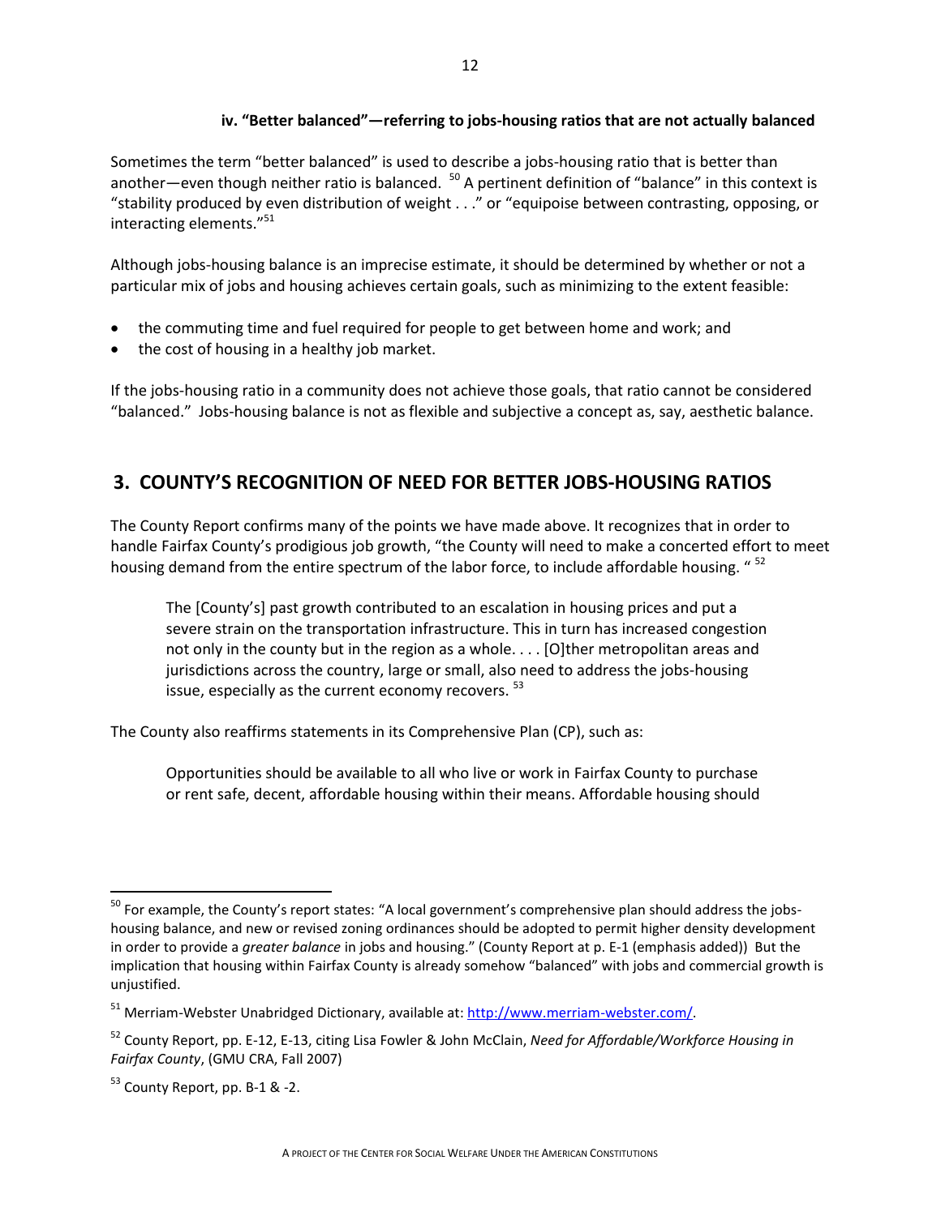#### iv. "Better balanced"—referring to jobs-housing ratios that are not actually balanced

Sometimes the term "better balanced" is used to describe a jobs-housing ratio that is better than another—even though neither ratio is balanced. [50] A pertinent definition of "balance" in this context is "stability produced by even distribution of weight . . ." or "equipoise between contrasting, opposing, or interacting elements."[51]

Although jobs-housing balance is an imprecise estimate, it should be determined by whether or not a particular mix of jobs and housing achieves certain goals, such as minimizing to the extent feasible:

- the commuting time and fuel required for people to get between home and work; and
- the cost of housing in a healthy job market.

If the jobs-housing ratio in a community does not achieve those goals, that ratio cannot be considered "balanced." Jobs-housing balance is not as flexible and subjective a concept as, say, aesthetic balance.

## 3. COUNTY'S RECOGNITION OF NEED FOR BETTER JOBS-HOUSING RATIOS

The County Report confirms many of the points we have made above. It recognizes that in order to handle Fairfax County's prodigious job growth, "the County will need to make a concerted effort to meet housing demand from the entire spectrum of the labor force, to include affordable housing. " [52]

> The [County's] past growth contributed to an escalation in housing prices and put a severe strain on the transportation infrastructure. This in turn has increased congestion not only in the county but in the region as a whole. . . . [O]ther metropolitan areas and jurisdictions across the country, large or small, also need to address the jobs-housing issue, especially as the current economy recovers. [53]

The County also reaffirms statements in its Comprehensive Plan (CP), such as:

> Opportunities should be available to all who live or work in Fairfax County to purchase or rent safe, decent, affordable housing within their means. Affordable housing should

---

[50] For example, the County's report states: "A local government's comprehensive plan should address the jobs-housing balance, and new or revised zoning ordinances should be adopted to permit higher density development in order to provide a *greater balance* in jobs and housing." (County Report at p. E-1 (emphasis added)) But the implication that housing within Fairfax County is already somehow "balanced" with jobs and commercial growth is unjustified.

[51] Merriam-Webster Unabridged Dictionary, available at: http://www.merriam-webster.com/.

[52] County Report, pp. E-12, E-13, citing Lisa Fowler & John McClain, *Need for Affordable/Workforce Housing in Fairfax County*, (GMU CRA, Fall 2007)

[53] County Report, pp. B-1 & -2.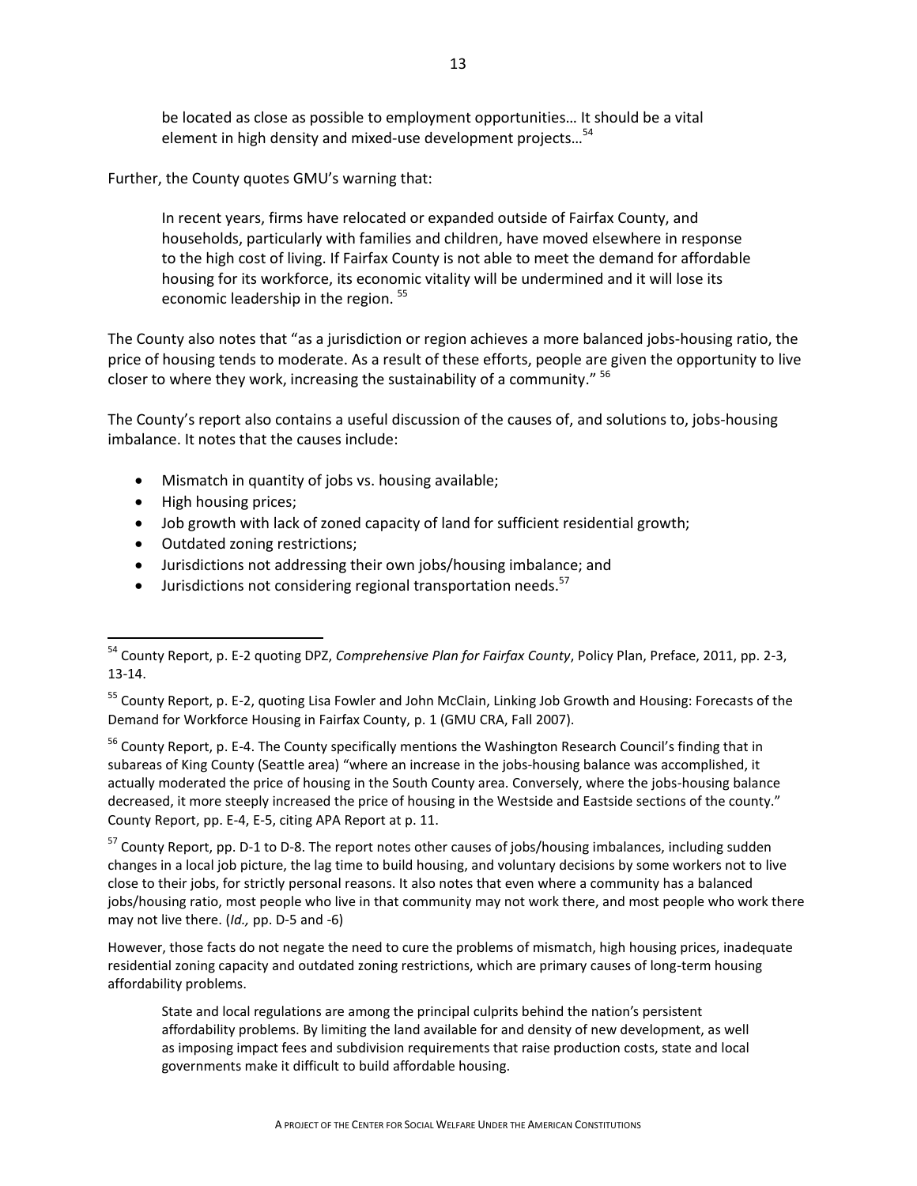> be located as close as possible to employment opportunities… It should be a vital element in high density and mixed-use development projects…[54]

Further, the County quotes GMU's warning that:

> In recent years, firms have relocated or expanded outside of Fairfax County, and households, particularly with families and children, have moved elsewhere in response to the high cost of living. If Fairfax County is not able to meet the demand for affordable housing for its workforce, its economic vitality will be undermined and it will lose its economic leadership in the region. [55]

The County also notes that "as a jurisdiction or region achieves a more balanced jobs-housing ratio, the price of housing tends to moderate. As a result of these efforts, people are given the opportunity to live closer to where they work, increasing the sustainability of a community." [56]

The County's report also contains a useful discussion of the causes of, and solutions to, jobs-housing imbalance. It notes that the causes include:

- Mismatch in quantity of jobs vs. housing available;
- High housing prices;
- Job growth with lack of zoned capacity of land for sufficient residential growth;
- Outdated zoning restrictions;
- Jurisdictions not addressing their own jobs/housing imbalance; and
- Jurisdictions not considering regional transportation needs.[57]

---

[54] County Report, p. E-2 quoting DPZ, *Comprehensive Plan for Fairfax County*, Policy Plan, Preface, 2011, pp. 2-3, 13-14.

[55] County Report, p. E-2, quoting Lisa Fowler and John McClain, Linking Job Growth and Housing: Forecasts of the Demand for Workforce Housing in Fairfax County, p. 1 (GMU CRA, Fall 2007).

[56] County Report, p. E-4. The County specifically mentions the Washington Research Council's finding that in subareas of King County (Seattle area) "where an increase in the jobs-housing balance was accomplished, it actually moderated the price of housing in the South County area. Conversely, where the jobs-housing balance decreased, it more steeply increased the price of housing in the Westside and Eastside sections of the county." County Report, pp. E-4, E-5, citing APA Report at p. 11.

[57] County Report, pp. D-1 to D-8. The report notes other causes of jobs/housing imbalances, including sudden changes in a local job picture, the lag time to build housing, and voluntary decisions by some workers not to live close to their jobs, for strictly personal reasons. It also notes that even where a community has a balanced jobs/housing ratio, most people who live in that community may not work there, and most people who work there may not live there. (*Id.,* pp. D-5 and -6)

However, those facts do not negate the need to cure the problems of mismatch, high housing prices, inadequate residential zoning capacity and outdated zoning restrictions, which are primary causes of long-term housing affordability problems.

> State and local regulations are among the principal culprits behind the nation's persistent affordability problems. By limiting the land available for and density of new development, as well as imposing impact fees and subdivision requirements that raise production costs, state and local governments make it difficult to build affordable housing.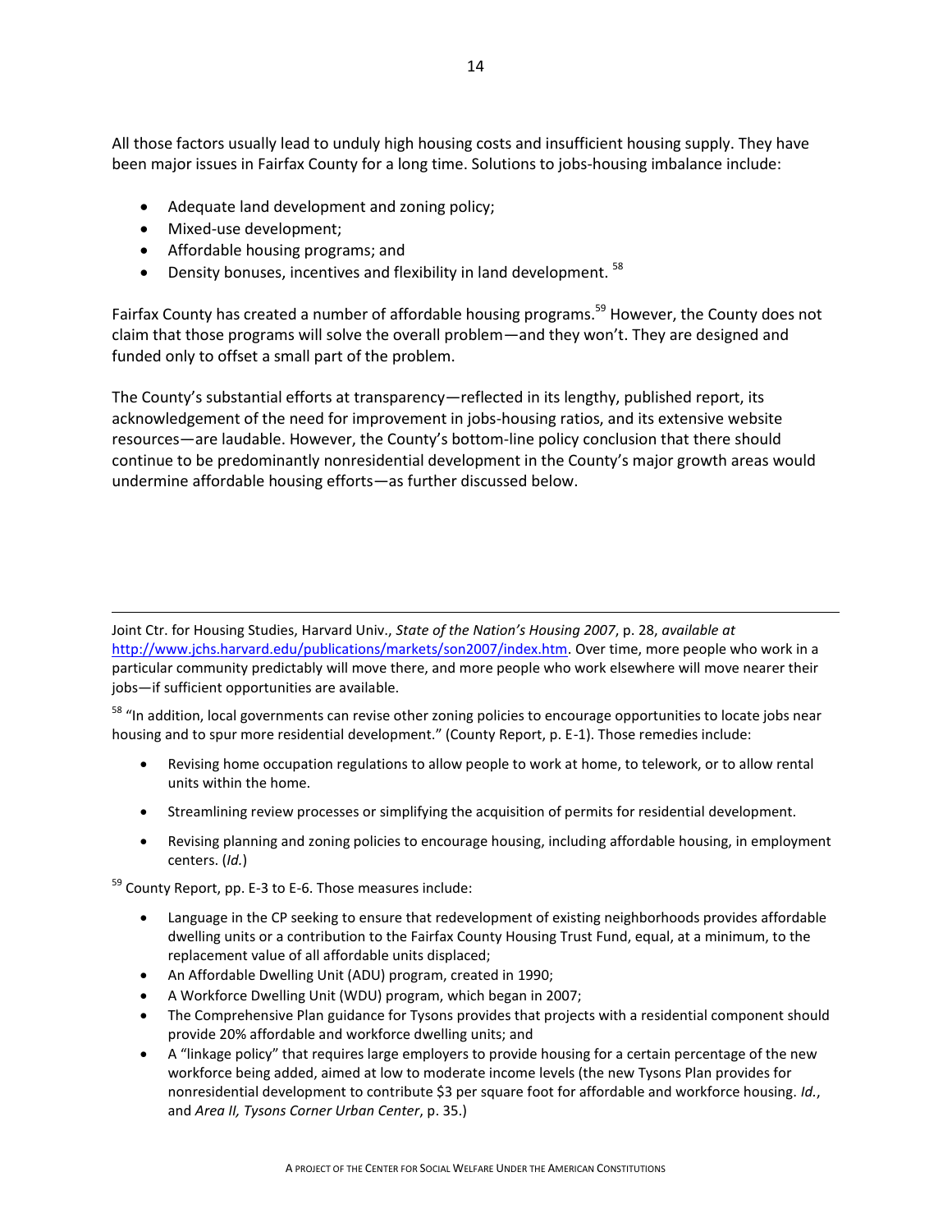All those factors usually lead to unduly high housing costs and insufficient housing supply. They have been major issues in Fairfax County for a long time. Solutions to jobs-housing imbalance include:

- Adequate land development and zoning policy;
- Mixed-use development;
- Affordable housing programs; and
- Density bonuses, incentives and flexibility in land development. [58]

Fairfax County has created a number of affordable housing programs.[59] However, the County does not claim that those programs will solve the overall problem—and they won't. They are designed and funded only to offset a small part of the problem.

The County's substantial efforts at transparency—reflected in its lengthy, published report, its acknowledgement of the need for improvement in jobs-housing ratios, and its extensive website resources—are laudable. However, the County's bottom-line policy conclusion that there should continue to be predominantly nonresidential development in the County's major growth areas would undermine affordable housing efforts—as further discussed below.

---

Joint Ctr. for Housing Studies, Harvard Univ., *State of the Nation's Housing 2007*, p. 28, *available at* http://www.jchs.harvard.edu/publications/markets/son2007/index.htm. Over time, more people who work in a particular community predictably will move there, and more people who work elsewhere will move nearer their jobs—if sufficient opportunities are available.

[58] "In addition, local governments can revise other zoning policies to encourage opportunities to locate jobs near housing and to spur more residential development." (County Report, p. E-1). Those remedies include:

- Revising home occupation regulations to allow people to work at home, to telework, or to allow rental units within the home.
- Streamlining review processes or simplifying the acquisition of permits for residential development.
- Revising planning and zoning policies to encourage housing, including affordable housing, in employment centers. (*Id.*)

[59] County Report, pp. E-3 to E-6. Those measures include:

- Language in the CP seeking to ensure that redevelopment of existing neighborhoods provides affordable dwelling units or a contribution to the Fairfax County Housing Trust Fund, equal, at a minimum, to the replacement value of all affordable units displaced;
- An Affordable Dwelling Unit (ADU) program, created in 1990;
- A Workforce Dwelling Unit (WDU) program, which began in 2007;
- The Comprehensive Plan guidance for Tysons provides that projects with a residential component should provide 20% affordable and workforce dwelling units; and
- A "linkage policy" that requires large employers to provide housing for a certain percentage of the new workforce being added, aimed at low to moderate income levels (the new Tysons Plan provides for nonresidential development to contribute $3 per square foot for affordable and workforce housing. *Id.*, and *Area II, Tysons Corner Urban Center*, p. 35.)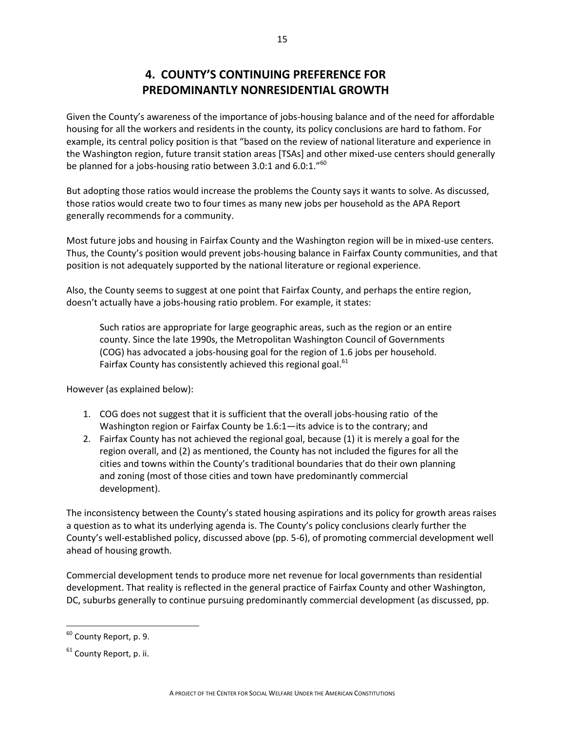# 4. COUNTY'S CONTINUING PREFERENCE FOR PREDOMINANTLY NONRESIDENTIAL GROWTH

Given the County's awareness of the importance of jobs-housing balance and of the need for affordable housing for all the workers and residents in the county, its policy conclusions are hard to fathom. For example, its central policy position is that "based on the review of national literature and experience in the Washington region, future transit station areas [TSAs] and other mixed-use centers should generally be planned for a jobs-housing ratio between 3.0:1 and 6.0:1."[60]

But adopting those ratios would increase the problems the County says it wants to solve. As discussed, those ratios would create two to four times as many new jobs per household as the APA Report generally recommends for a community.

Most future jobs and housing in Fairfax County and the Washington region will be in mixed-use centers. Thus, the County's position would prevent jobs-housing balance in Fairfax County communities, and that position is not adequately supported by the national literature or regional experience.

Also, the County seems to suggest at one point that Fairfax County, and perhaps the entire region, doesn't actually have a jobs-housing ratio problem. For example, it states:

> Such ratios are appropriate for large geographic areas, such as the region or an entire county. Since the late 1990s, the Metropolitan Washington Council of Governments (COG) has advocated a jobs-housing goal for the region of 1.6 jobs per household. Fairfax County has consistently achieved this regional goal.[61]

However (as explained below):

1. COG does not suggest that it is sufficient that the overall jobs-housing ratio of the Washington region or Fairfax County be 1.6:1—its advice is to the contrary; and
2. Fairfax County has not achieved the regional goal, because (1) it is merely a goal for the region overall, and (2) as mentioned, the County has not included the figures for all the cities and towns within the County's traditional boundaries that do their own planning and zoning (most of those cities and town have predominantly commercial development).

The inconsistency between the County's stated housing aspirations and its policy for growth areas raises a question as to what its underlying agenda is. The County's policy conclusions clearly further the County's well-established policy, discussed above (pp. 5-6), of promoting commercial development well ahead of housing growth.

Commercial development tends to produce more net revenue for local governments than residential development. That reality is reflected in the general practice of Fairfax County and other Washington, DC, suburbs generally to continue pursuing predominantly commercial development (as discussed, pp.

---

[60] County Report, p. 9.

[61] County Report, p. ii.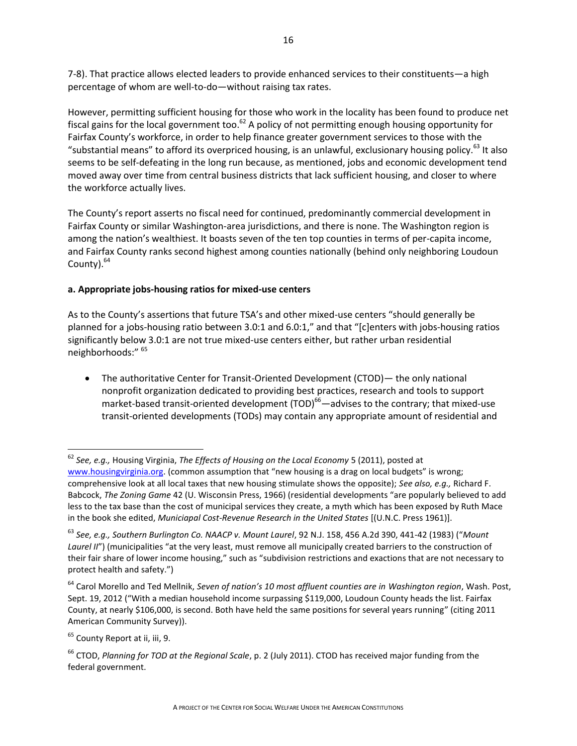7-8). That practice allows elected leaders to provide enhanced services to their constituents—a high percentage of whom are well-to-do—without raising tax rates.

However, permitting sufficient housing for those who work in the locality has been found to produce net fiscal gains for the local government too.[62] A policy of not permitting enough housing opportunity for Fairfax County's workforce, in order to help finance greater government services to those with the "substantial means" to afford its overpriced housing, is an unlawful, exclusionary housing policy.[63] It also seems to be self-defeating in the long run because, as mentioned, jobs and economic development tend moved away over time from central business districts that lack sufficient housing, and closer to where the workforce actually lives.

The County's report asserts no fiscal need for continued, predominantly commercial development in Fairfax County or similar Washington-area jurisdictions, and there is none. The Washington region is among the nation's wealthiest. It boasts seven of the ten top counties in terms of per-capita income, and Fairfax County ranks second highest among counties nationally (behind only neighboring Loudoun County).[64]

**a. Appropriate jobs-housing ratios for mixed-use centers**

As to the County's assertions that future TSA's and other mixed-use centers "should generally be planned for a jobs-housing ratio between 3.0:1 and 6.0:1," and that "[c]enters with jobs-housing ratios significantly below 3.0:1 are not true mixed-use centers either, but rather urban residential neighborhoods:" [65]

- The authoritative Center for Transit-Oriented Development (CTOD)— the only national nonprofit organization dedicated to providing best practices, research and tools to support market-based transit-oriented development (TOD)[66]—advises to the contrary; that mixed-use transit-oriented developments (TODs) may contain any appropriate amount of residential and

---

[62] *See, e.g.,* Housing Virginia, *The Effects of Housing on the Local Economy* 5 (2011), posted at www.housingvirginia.org. (common assumption that "new housing is a drag on local budgets" is wrong; comprehensive look at all local taxes that new housing stimulate shows the opposite); *See also, e.g.,* Richard F. Babcock, *The Zoning Game* 42 (U. Wisconsin Press, 1966) (residential developments "are popularly believed to add less to the tax base than the cost of municipal services they create, a myth which has been exposed by Ruth Mace in the book she edited, *Municiapal Cost-Revenue Research in the United States* [(U.N.C. Press 1961)].

[63] *See, e.g., Southern Burlington Co. NAACP v. Mount Laurel*, 92 N.J. 158, 456 A.2d 390, 441-42 (1983) ("*Mount Laurel II*") (municipalities "at the very least, must remove all municipally created barriers to the construction of their fair share of lower income housing," such as "subdivision restrictions and exactions that are not necessary to protect health and safety.")

[64] Carol Morello and Ted Mellnik, *Seven of nation's 10 most affluent counties are in Washington region*, Wash. Post, Sept. 19, 2012 ("With a median household income surpassing $119,000, Loudoun County heads the list. Fairfax County, at nearly $106,000, is second. Both have held the same positions for several years running" (citing 2011 American Community Survey)).

[65] County Report at ii, iii, 9.

[66] CTOD, *Planning for TOD at the Regional Scale*, p. 2 (July 2011). CTOD has received major funding from the federal government.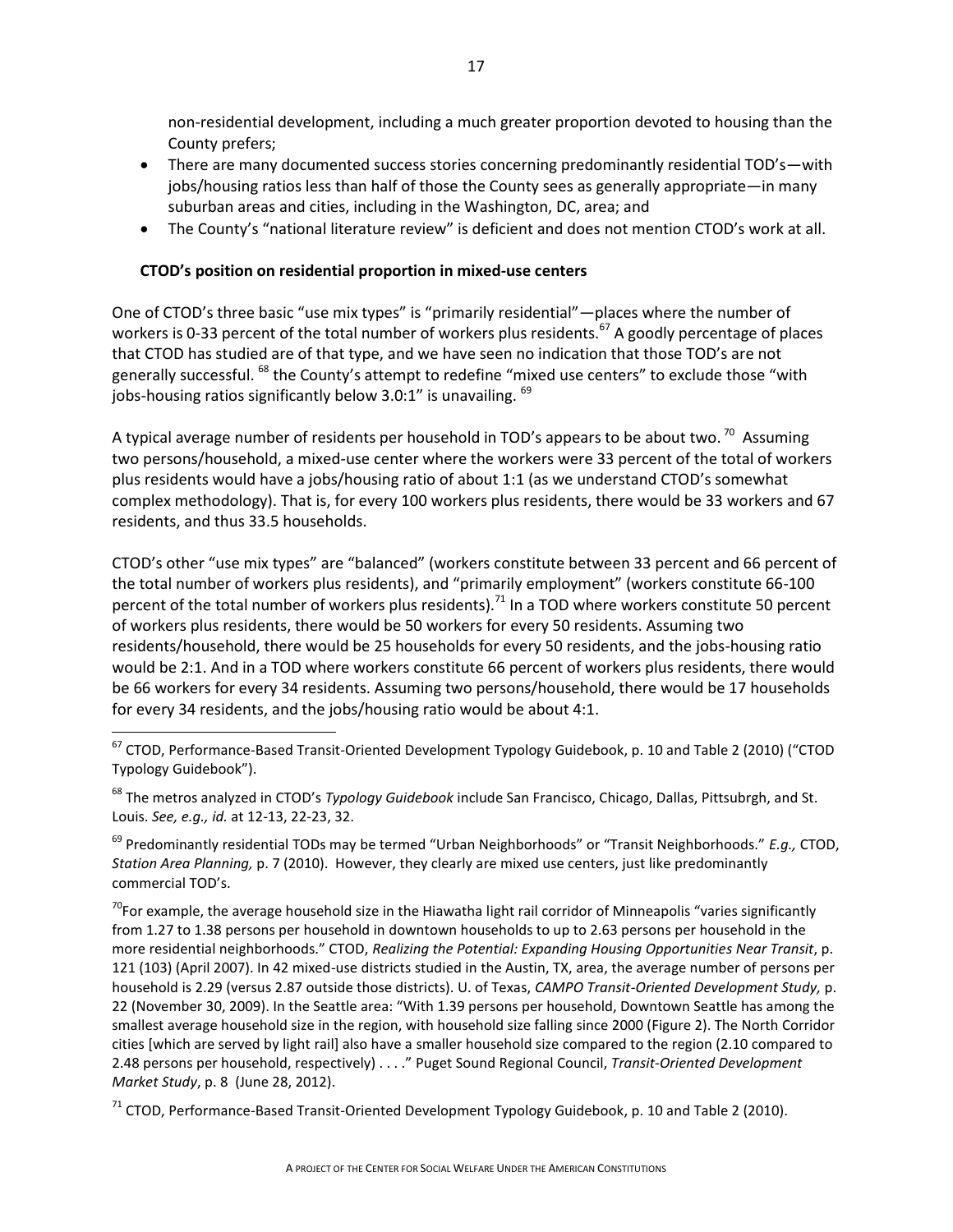non-residential development, including a much greater proportion devoted to housing than the County prefers;

- There are many documented success stories concerning predominantly residential TOD's—with jobs/housing ratios less than half of those the County sees as generally appropriate—in many suburban areas and cities, including in the Washington, DC, area; and
- The County's "national literature review" is deficient and does not mention CTOD's work at all.

**CTOD's position on residential proportion in mixed-use centers**

One of CTOD's three basic "use mix types" is "primarily residential"—places where the number of workers is 0-33 percent of the total number of workers plus residents.[67] A goodly percentage of places that CTOD has studied are of that type, and we have seen no indication that those TOD's are not generally successful. [68] the County's attempt to redefine "mixed use centers" to exclude those "with jobs-housing ratios significantly below 3.0:1" is unavailing. [69]

A typical average number of residents per household in TOD's appears to be about two. [70] Assuming two persons/household, a mixed-use center where the workers were 33 percent of the total of workers plus residents would have a jobs/housing ratio of about 1:1 (as we understand CTOD's somewhat complex methodology). That is, for every 100 workers plus residents, there would be 33 workers and 67 residents, and thus 33.5 households.

CTOD's other "use mix types" are "balanced" (workers constitute between 33 percent and 66 percent of the total number of workers plus residents), and "primarily employment" (workers constitute 66-100 percent of the total number of workers plus residents).[71] In a TOD where workers constitute 50 percent of workers plus residents, there would be 50 workers for every 50 residents. Assuming two residents/household, there would be 25 households for every 50 residents, and the jobs-housing ratio would be 2:1. And in a TOD where workers constitute 66 percent of workers plus residents, there would be 66 workers for every 34 residents. Assuming two persons/household, there would be 17 households for every 34 residents, and the jobs/housing ratio would be about 4:1.

---

[67] CTOD, Performance-Based Transit-Oriented Development Typology Guidebook, p. 10 and Table 2 (2010) ("CTOD Typology Guidebook").

[68] The metros analyzed in CTOD's *Typology Guidebook* include San Francisco, Chicago, Dallas, Pittsubrgh, and St. Louis. *See, e.g., id.* at 12-13, 22-23, 32.

[69] Predominantly residential TODs may be termed "Urban Neighborhoods" or "Transit Neighborhoods." *E.g.,* CTOD, *Station Area Planning,* p. 7 (2010). However, they clearly are mixed use centers, just like predominantly commercial TOD's.

[70] For example, the average household size in the Hiawatha light rail corridor of Minneapolis "varies significantly from 1.27 to 1.38 persons per household in downtown households to up to 2.63 persons per household in the more residential neighborhoods." CTOD, *Realizing the Potential: Expanding Housing Opportunities Near Transit*, p. 121 (103) (April 2007). In 42 mixed-use districts studied in the Austin, TX, area, the average number of persons per household is 2.29 (versus 2.87 outside those districts). U. of Texas, *CAMPO Transit-Oriented Development Study,* p. 22 (November 30, 2009). In the Seattle area: "With 1.39 persons per household, Downtown Seattle has among the smallest average household size in the region, with household size falling since 2000 (Figure 2). The North Corridor cities [which are served by light rail] also have a smaller household size compared to the region (2.10 compared to 2.48 persons per household, respectively) . . . ." Puget Sound Regional Council, *Transit-Oriented Development Market Study*, p. 8 (June 28, 2012).

[71] CTOD, Performance-Based Transit-Oriented Development Typology Guidebook, p. 10 and Table 2 (2010).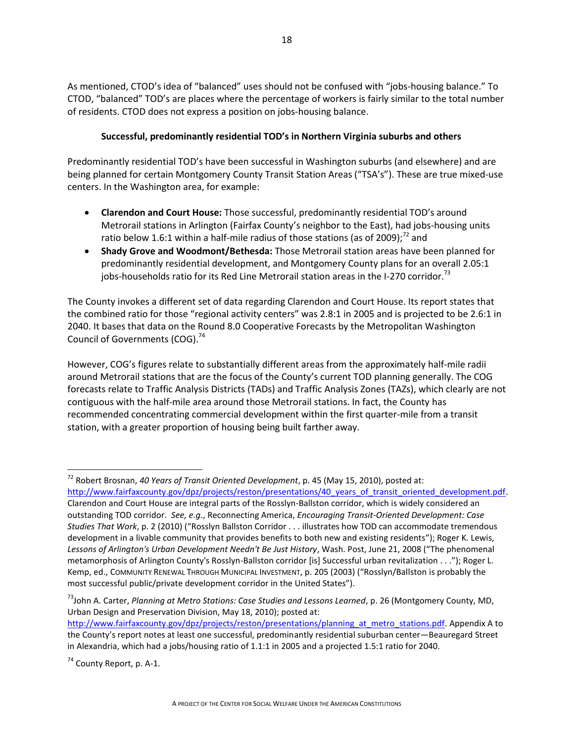As mentioned, CTOD's idea of "balanced" uses should not be confused with "jobs-housing balance." To CTOD, "balanced" TOD's are places where the percentage of workers is fairly similar to the total number of residents. CTOD does not express a position on jobs-housing balance.

**Successful, predominantly residential TOD's in Northern Virginia suburbs and others**

Predominantly residential TOD's have been successful in Washington suburbs (and elsewhere) and are being planned for certain Montgomery County Transit Station Areas ("TSA's"). These are true mixed-use centers. In the Washington area, for example:

- **Clarendon and Court House:** Those successful, predominantly residential TOD's around Metrorail stations in Arlington (Fairfax County's neighbor to the East), had jobs-housing units ratio below 1.6:1 within a half-mile radius of those stations (as of 2009);[72] and
- **Shady Grove and Woodmont/Bethesda:** Those Metrorail station areas have been planned for predominantly residential development, and Montgomery County plans for an overall 2.05:1 jobs-households ratio for its Red Line Metrorail station areas in the I-270 corridor.[73]

The County invokes a different set of data regarding Clarendon and Court House. Its report states that the combined ratio for those "regional activity centers" was 2.8:1 in 2005 and is projected to be 2.6:1 in 2040. It bases that data on the Round 8.0 Cooperative Forecasts by the Metropolitan Washington Council of Governments (COG).[74]

However, COG's figures relate to substantially different areas from the approximately half-mile radii around Metrorail stations that are the focus of the County's current TOD planning generally. The COG forecasts relate to Traffic Analysis Districts (TADs) and Traffic Analysis Zones (TAZs), which clearly are not contiguous with the half-mile area around those Metrorail stations. In fact, the County has recommended concentrating commercial development within the first quarter-mile from a transit station, with a greater proportion of housing being built farther away.

---

[72] Robert Brosnan, *40 Years of Transit Oriented Development*, p. 45 (May 15, 2010), posted at: http://www.fairfaxcounty.gov/dpz/projects/reston/presentations/40_years_of_transit_oriented_development.pdf. Clarendon and Court House are integral parts of the Rosslyn-Ballston corridor, which is widely considered an outstanding TOD corridor. *See, e.g*., Reconnecting America, *Encouraging Transit-Oriented Development: Case Studies That Work*, p. 2 (2010) ("Rosslyn Ballston Corridor . . . illustrates how TOD can accommodate tremendous development in a livable community that provides benefits to both new and existing residents"); Roger K. Lewis, *Lessons of Arlington's Urban Development Needn't Be Just History*, Wash. Post, June 21, 2008 ("The phenomenal metamorphosis of Arlington County's Rosslyn-Ballston corridor [is] Successful urban revitalization . . ."); Roger L. Kemp, ed., COMMUNITY RENEWAL THROUGH MUNICIPAL INVESTMENT, p. 205 (2003) ("Rosslyn/Ballston is probably the most successful public/private development corridor in the United States").

[73] John A. Carter, *Planning at Metro Stations: Case Studies and Lessons Learned*, p. 26 (Montgomery County, MD, Urban Design and Preservation Division, May 18, 2010); posted at: http://www.fairfaxcounty.gov/dpz/projects/reston/presentations/planning_at_metro_stations.pdf. Appendix A to the County's report notes at least one successful, predominantly residential suburban center—Beauregard Street in Alexandria, which had a jobs/housing ratio of 1.1:1 in 2005 and a projected 1.5:1 ratio for 2040.

[74] County Report, p. A-1.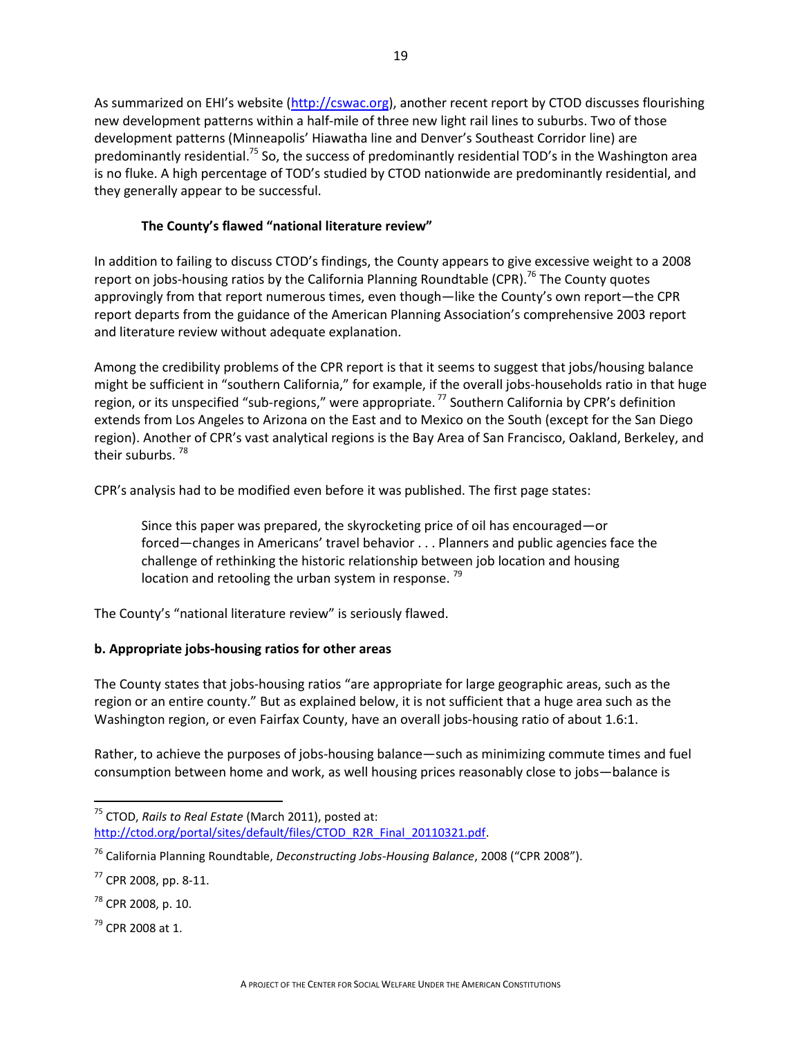As summarized on EHI's website (http://cswac.org), another recent report by CTOD discusses flourishing new development patterns within a half-mile of three new light rail lines to suburbs. Two of those development patterns (Minneapolis' Hiawatha line and Denver's Southeast Corridor line) are predominantly residential.[75] So, the success of predominantly residential TOD's in the Washington area is no fluke. A high percentage of TOD's studied by CTOD nationwide are predominantly residential, and they generally appear to be successful.

**The County's flawed "national literature review"**

In addition to failing to discuss CTOD's findings, the County appears to give excessive weight to a 2008 report on jobs-housing ratios by the California Planning Roundtable (CPR).[76] The County quotes approvingly from that report numerous times, even though—like the County's own report—the CPR report departs from the guidance of the American Planning Association's comprehensive 2003 report and literature review without adequate explanation.

Among the credibility problems of the CPR report is that it seems to suggest that jobs/housing balance might be sufficient in "southern California," for example, if the overall jobs-households ratio in that huge region, or its unspecified "sub-regions," were appropriate.[77] Southern California by CPR's definition extends from Los Angeles to Arizona on the East and to Mexico on the South (except for the San Diego region). Another of CPR's vast analytical regions is the Bay Area of San Francisco, Oakland, Berkeley, and their suburbs.[78]

CPR's analysis had to be modified even before it was published. The first page states:

> Since this paper was prepared, the skyrocketing price of oil has encouraged—or forced—changes in Americans' travel behavior . . . Planners and public agencies face the challenge of rethinking the historic relationship between job location and housing location and retooling the urban system in response.[79]

The County's "national literature review" is seriously flawed.

**b. Appropriate jobs-housing ratios for other areas**

The County states that jobs-housing ratios "are appropriate for large geographic areas, such as the region or an entire county." But as explained below, it is not sufficient that a huge area such as the Washington region, or even Fairfax County, have an overall jobs-housing ratio of about 1.6:1.

Rather, to achieve the purposes of jobs-housing balance—such as minimizing commute times and fuel consumption between home and work, as well housing prices reasonably close to jobs—balance is

---

[75] CTOD, *Rails to Real Estate* (March 2011), posted at: http://ctod.org/portal/sites/default/files/CTOD_R2R_Final_20110321.pdf.

[76] California Planning Roundtable, *Deconstructing Jobs-Housing Balance*, 2008 ("CPR 2008").

[77] CPR 2008, pp. 8-11.

[78] CPR 2008, p. 10.

[79] CPR 2008 at 1.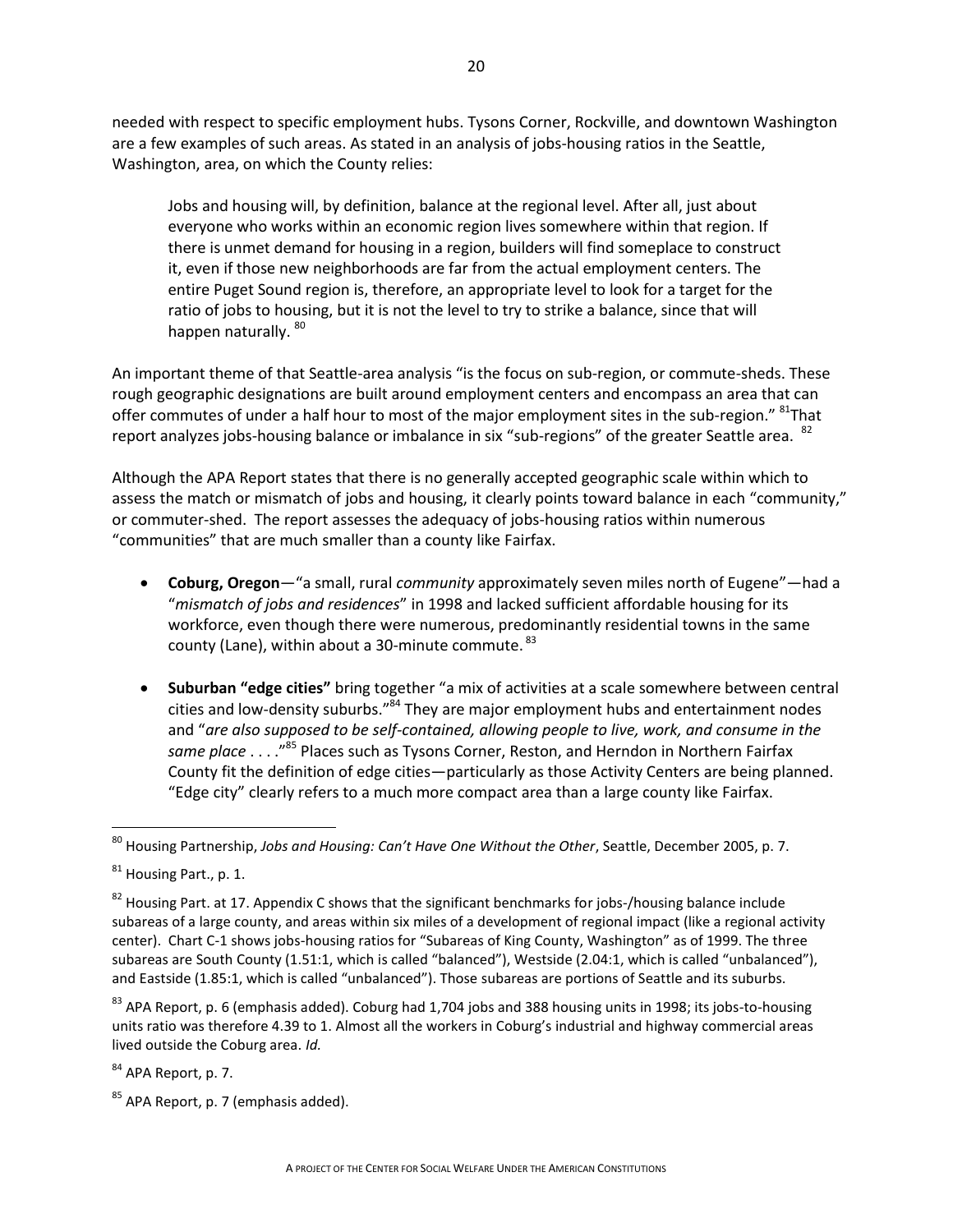needed with respect to specific employment hubs. Tysons Corner, Rockville, and downtown Washington are a few examples of such areas. As stated in an analysis of jobs-housing ratios in the Seattle, Washington, area, on which the County relies:

> Jobs and housing will, by definition, balance at the regional level. After all, just about everyone who works within an economic region lives somewhere within that region. If there is unmet demand for housing in a region, builders will find someplace to construct it, even if those new neighborhoods are far from the actual employment centers. The entire Puget Sound region is, therefore, an appropriate level to look for a target for the ratio of jobs to housing, but it is not the level to try to strike a balance, since that will happen naturally. [80]

An important theme of that Seattle-area analysis "is the focus on sub-region, or commute-sheds. These rough geographic designations are built around employment centers and encompass an area that can offer commutes of under a half hour to most of the major employment sites in the sub-region." [81] That report analyzes jobs-housing balance or imbalance in six "sub-regions" of the greater Seattle area. [82]

Although the APA Report states that there is no generally accepted geographic scale within which to assess the match or mismatch of jobs and housing, it clearly points toward balance in each "community," or commuter-shed. The report assesses the adequacy of jobs-housing ratios within numerous "communities" that are much smaller than a county like Fairfax.

- **Coburg, Oregon**—"a small, rural *community* approximately seven miles north of Eugene"—had a "*mismatch of jobs and residences*" in 1998 and lacked sufficient affordable housing for its workforce, even though there were numerous, predominantly residential towns in the same county (Lane), within about a 30-minute commute. [83]

- **Suburban "edge cities"** bring together "a mix of activities at a scale somewhere between central cities and low-density suburbs." [84] They are major employment hubs and entertainment nodes and "*are also supposed to be self-contained, allowing people to live, work, and consume in the same place* . . . ." [85] Places such as Tysons Corner, Reston, and Herndon in Northern Fairfax County fit the definition of edge cities—particularly as those Activity Centers are being planned. "Edge city" clearly refers to a much more compact area than a large county like Fairfax.

---

[80] Housing Partnership, *Jobs and Housing: Can't Have One Without the Other*, Seattle, December 2005, p. 7.

[81] Housing Part., p. 1.

[82] Housing Part. at 17. Appendix C shows that the significant benchmarks for jobs-/housing balance include subareas of a large county, and areas within six miles of a development of regional impact (like a regional activity center). Chart C-1 shows jobs-housing ratios for "Subareas of King County, Washington" as of 1999. The three subareas are South County (1.51:1, which is called "balanced"), Westside (2.04:1, which is called "unbalanced"), and Eastside (1.85:1, which is called "unbalanced"). Those subareas are portions of Seattle and its suburbs.

[83] APA Report, p. 6 (emphasis added). Coburg had 1,704 jobs and 388 housing units in 1998; its jobs-to-housing units ratio was therefore 4.39 to 1. Almost all the workers in Coburg's industrial and highway commercial areas lived outside the Coburg area. *Id.*

[84] APA Report, p. 7.

[85] APA Report, p. 7 (emphasis added).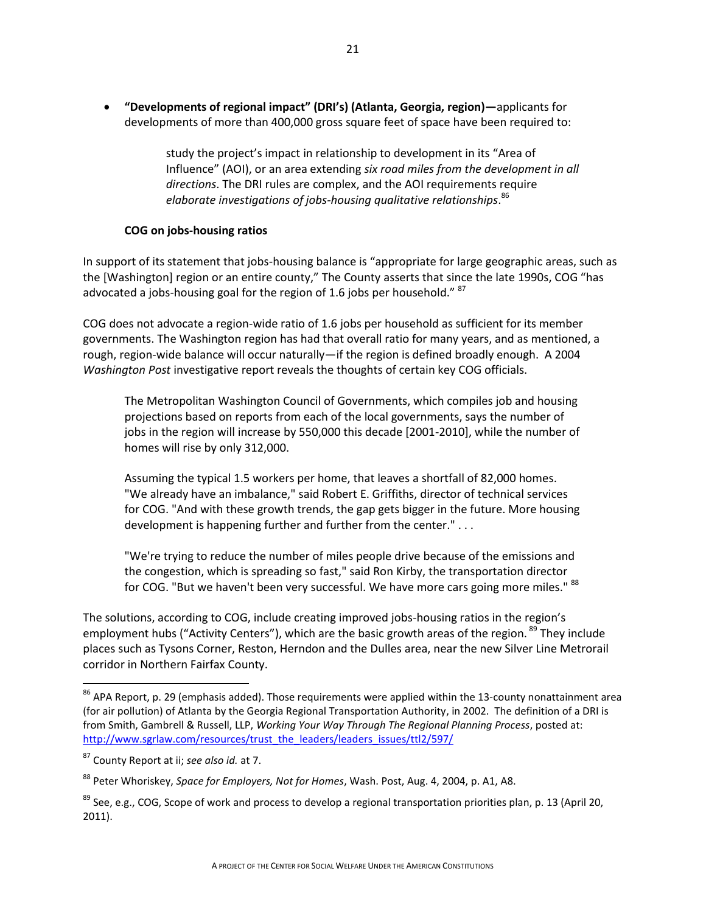- **"Developments of regional impact" (DRI's) (Atlanta, Georgia, region)—**applicants for developments of more than 400,000 gross square feet of space have been required to:

  > study the project's impact in relationship to development in its "Area of Influence" (AOI), or an area extending *six road miles from the development in all directions*. The DRI rules are complex, and the AOI requirements require *elaborate investigations of jobs-housing qualitative relationships*.[86]

**COG on jobs-housing ratios**

In support of its statement that jobs-housing balance is "appropriate for large geographic areas, such as the [Washington] region or an entire county," The County asserts that since the late 1990s, COG "has advocated a jobs-housing goal for the region of 1.6 jobs per household." [87]

COG does not advocate a region-wide ratio of 1.6 jobs per household as sufficient for its member governments. The Washington region has had that overall ratio for many years, and as mentioned, a rough, region-wide balance will occur naturally—if the region is defined broadly enough. A 2004 *Washington Post* investigative report reveals the thoughts of certain key COG officials.

> The Metropolitan Washington Council of Governments, which compiles job and housing projections based on reports from each of the local governments, says the number of jobs in the region will increase by 550,000 this decade [2001-2010], while the number of homes will rise by only 312,000.
>
> Assuming the typical 1.5 workers per home, that leaves a shortfall of 82,000 homes. "We already have an imbalance," said Robert E. Griffiths, director of technical services for COG. "And with these growth trends, the gap gets bigger in the future. More housing development is happening further and further from the center." . . .
>
> "We're trying to reduce the number of miles people drive because of the emissions and the congestion, which is spreading so fast," said Ron Kirby, the transportation director for COG. "But we haven't been very successful. We have more cars going more miles." [88]

The solutions, according to COG, include creating improved jobs-housing ratios in the region's employment hubs ("Activity Centers"), which are the basic growth areas of the region. [89] They include places such as Tysons Corner, Reston, Herndon and the Dulles area, near the new Silver Line Metrorail corridor in Northern Fairfax County.

---

[86] APA Report, p. 29 (emphasis added). Those requirements were applied within the 13-county nonattainment area (for air pollution) of Atlanta by the Georgia Regional Transportation Authority, in 2002. The definition of a DRI is from Smith, Gambrell & Russell, LLP, *Working Your Way Through The Regional Planning Process*, posted at: http://www.sgrlaw.com/resources/trust_the_leaders/leaders_issues/ttl2/597/

[87] County Report at ii; *see also id.* at 7.

[88] Peter Whoriskey, *Space for Employers, Not for Homes*, Wash. Post, Aug. 4, 2004, p. A1, A8.

[89] See, e.g., COG, Scope of work and process to develop a regional transportation priorities plan, p. 13 (April 20, 2011).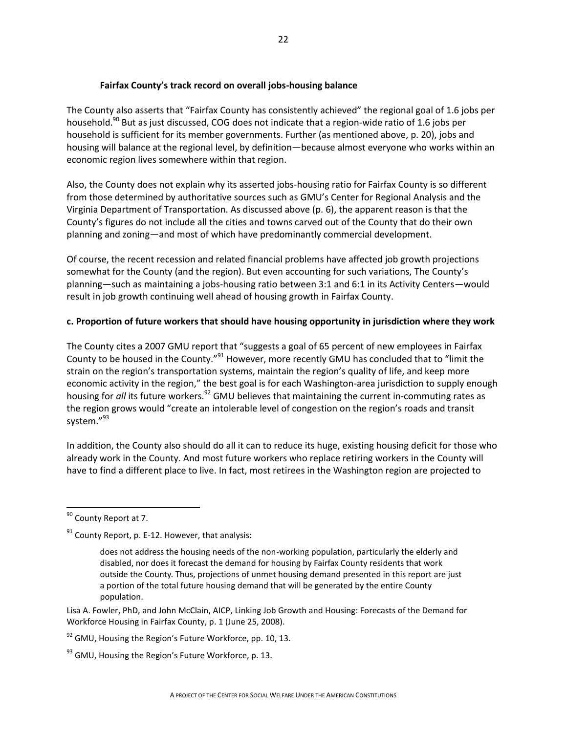#### Fairfax County's track record on overall jobs-housing balance

The County also asserts that "Fairfax County has consistently achieved" the regional goal of 1.6 jobs per household.[90] But as just discussed, COG does not indicate that a region-wide ratio of 1.6 jobs per household is sufficient for its member governments. Further (as mentioned above, p. 20), jobs and housing will balance at the regional level, by definition—because almost everyone who works within an economic region lives somewhere within that region.

Also, the County does not explain why its asserted jobs-housing ratio for Fairfax County is so different from those determined by authoritative sources such as GMU's Center for Regional Analysis and the Virginia Department of Transportation. As discussed above (p. 6), the apparent reason is that the County's figures do not include all the cities and towns carved out of the County that do their own planning and zoning—and most of which have predominantly commercial development.

Of course, the recent recession and related financial problems have affected job growth projections somewhat for the County (and the region). But even accounting for such variations, The County's planning—such as maintaining a jobs-housing ratio between 3:1 and 6:1 in its Activity Centers—would result in job growth continuing well ahead of housing growth in Fairfax County.

### c. Proportion of future workers that should have housing opportunity in jurisdiction where they work

The County cites a 2007 GMU report that "suggests a goal of 65 percent of new employees in Fairfax County to be housed in the County."[91] However, more recently GMU has concluded that to "limit the strain on the region's transportation systems, maintain the region's quality of life, and keep more economic activity in the region," the best goal is for each Washington-area jurisdiction to supply enough housing for *all* its future workers.[92] GMU believes that maintaining the current in-commuting rates as the region grows would "create an intolerable level of congestion on the region's roads and transit system."[93]

In addition, the County also should do all it can to reduce its huge, existing housing deficit for those who already work in the County. And most future workers who replace retiring workers in the County will have to find a different place to live. In fact, most retirees in the Washington region are projected to

---

[90] County Report at 7.

[91] County Report, p. E-12. However, that analysis:

> does not address the housing needs of the non-working population, particularly the elderly and disabled, nor does it forecast the demand for housing by Fairfax County residents that work outside the County. Thus, projections of unmet housing demand presented in this report are just a portion of the total future housing demand that will be generated by the entire County population.

Lisa A. Fowler, PhD, and John McClain, AICP, Linking Job Growth and Housing: Forecasts of the Demand for Workforce Housing in Fairfax County, p. 1 (June 25, 2008).

[92] GMU, Housing the Region's Future Workforce, pp. 10, 13.

[93] GMU, Housing the Region's Future Workforce, p. 13.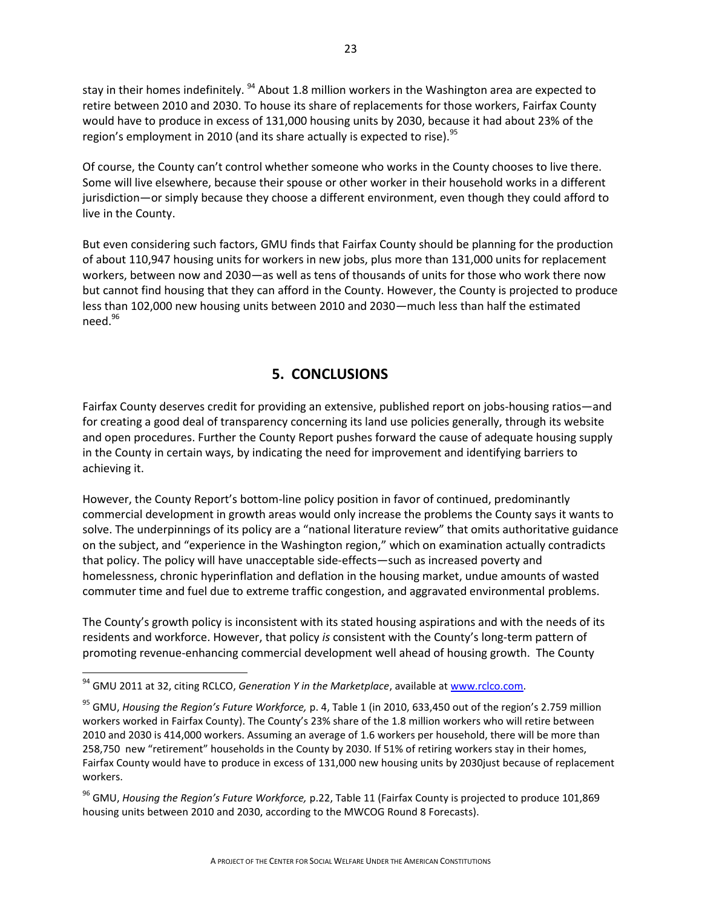stay in their homes indefinitely. [94] About 1.8 million workers in the Washington area are expected to retire between 2010 and 2030. To house its share of replacements for those workers, Fairfax County would have to produce in excess of 131,000 housing units by 2030, because it had about 23% of the region's employment in 2010 (and its share actually is expected to rise).[95]

Of course, the County can't control whether someone who works in the County chooses to live there. Some will live elsewhere, because their spouse or other worker in their household works in a different jurisdiction—or simply because they choose a different environment, even though they could afford to live in the County.

But even considering such factors, GMU finds that Fairfax County should be planning for the production of about 110,947 housing units for workers in new jobs, plus more than 131,000 units for replacement workers, between now and 2030—as well as tens of thousands of units for those who work there now but cannot find housing that they can afford in the County. However, the County is projected to produce less than 102,000 new housing units between 2010 and 2030—much less than half the estimated need.[96]

## 5. CONCLUSIONS

Fairfax County deserves credit for providing an extensive, published report on jobs-housing ratios—and for creating a good deal of transparency concerning its land use policies generally, through its website and open procedures. Further the County Report pushes forward the cause of adequate housing supply in the County in certain ways, by indicating the need for improvement and identifying barriers to achieving it.

However, the County Report's bottom-line policy position in favor of continued, predominantly commercial development in growth areas would only increase the problems the County says it wants to solve. The underpinnings of its policy are a "national literature review" that omits authoritative guidance on the subject, and "experience in the Washington region," which on examination actually contradicts that policy. The policy will have unacceptable side-effects—such as increased poverty and homelessness, chronic hyperinflation and deflation in the housing market, undue amounts of wasted commuter time and fuel due to extreme traffic congestion, and aggravated environmental problems.

The County's growth policy is inconsistent with its stated housing aspirations and with the needs of its residents and workforce. However, that policy *is* consistent with the County's long-term pattern of promoting revenue-enhancing commercial development well ahead of housing growth. The County

---

[94] GMU 2011 at 32, citing RCLCO, *Generation Y in the Marketplace*, available at www.rclco.com.

[95] GMU, *Housing the Region's Future Workforce,* p. 4, Table 1 (in 2010, 633,450 out of the region's 2.759 million workers worked in Fairfax County). The County's 23% share of the 1.8 million workers who will retire between 2010 and 2030 is 414,000 workers. Assuming an average of 1.6 workers per household, there will be more than 258,750 new "retirement" households in the County by 2030. If 51% of retiring workers stay in their homes, Fairfax County would have to produce in excess of 131,000 new housing units by 2030just because of replacement workers.

[96] GMU, *Housing the Region's Future Workforce,* p.22, Table 11 (Fairfax County is projected to produce 101,869 housing units between 2010 and 2030, according to the MWCOG Round 8 Forecasts).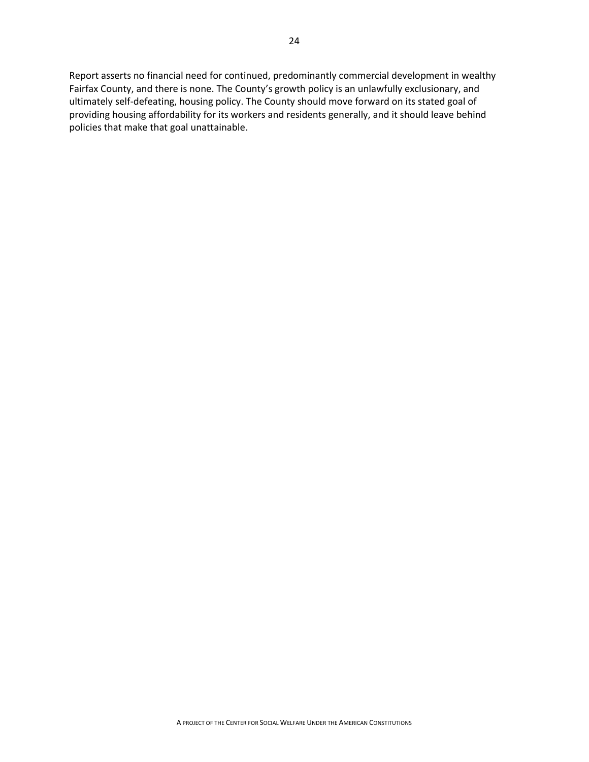Report asserts no financial need for continued, predominantly commercial development in wealthy Fairfax County, and there is none. The County's growth policy is an unlawfully exclusionary, and ultimately self-defeating, housing policy. The County should move forward on its stated goal of providing housing affordability for its workers and residents generally, and it should leave behind policies that make that goal unattainable.